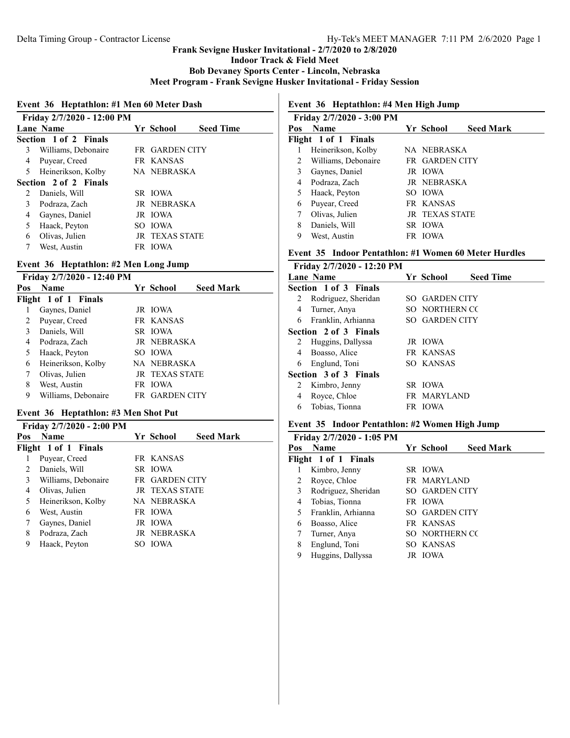# Frank Sevigne Husker Invitational - 2/7/2020 to 2/8/2020

## Indoor Track & Field Meet

### Bob Devaney Sports Center - Lincoln, Nebraska

### Meet Program - Frank Sevigne Husker Invitational - Friday Session

## Event 36 Heptathlon: #1 Men 60 Meter Dash

**Friday 2/7/2020 - 12:00 PM**

| Lane | Name | Yr | School | Seed Time |
|---|---|---|---|---|
| **Section 1 of 2 Finals** | | | | |
| 3 | Williams, Debonaire | FR | GARDEN CITY | |
| 4 | Puyear, Creed | FR | KANSAS | |
| 5 | Heinerikson, Kolby | NA | NEBRASKA | |
| **Section 2 of 2 Finals** | | | | |
| 2 | Daniels, Will | SR | IOWA | |
| 3 | Podraza, Zach | JR | NEBRASKA | |
| 4 | Gaynes, Daniel | JR | IOWA | |
| 5 | Haack, Peyton | SO | IOWA | |
| 6 | Olivas, Julien | JR | TEXAS STATE | |
| 7 | West, Austin | FR | IOWA | |

## Event 36 Heptathlon: #2 Men Long Jump

**Friday 2/7/2020 - 12:40 PM**

| Pos | Name | Yr | School | Seed Mark |
|---|---|---|---|---|
| **Flight 1 of 1 Finals** | | | | |
| 1 | Gaynes, Daniel | JR | IOWA | |
| 2 | Puyear, Creed | FR | KANSAS | |
| 3 | Daniels, Will | SR | IOWA | |
| 4 | Podraza, Zach | JR | NEBRASKA | |
| 5 | Haack, Peyton | SO | IOWA | |
| 6 | Heinerikson, Kolby | NA | NEBRASKA | |
| 7 | Olivas, Julien | JR | TEXAS STATE | |
| 8 | West, Austin | FR | IOWA | |
| 9 | Williams, Debonaire | FR | GARDEN CITY | |

## Event 36 Heptathlon: #3 Men Shot Put

**Friday 2/7/2020 - 2:00 PM**

| Pos | Name | Yr | School | Seed Mark |
|---|---|---|---|---|
| **Flight 1 of 1 Finals** | | | | |
| 1 | Puyear, Creed | FR | KANSAS | |
| 2 | Daniels, Will | SR | IOWA | |
| 3 | Williams, Debonaire | FR | GARDEN CITY | |
| 4 | Olivas, Julien | JR | TEXAS STATE | |
| 5 | Heinerikson, Kolby | NA | NEBRASKA | |
| 6 | West, Austin | FR | IOWA | |
| 7 | Gaynes, Daniel | JR | IOWA | |
| 8 | Podraza, Zach | JR | NEBRASKA | |
| 9 | Haack, Peyton | SO | IOWA | |

## Event 36 Heptathlon: #4 Men High Jump

**Friday 2/7/2020 - 3:00 PM**

| Pos | Name | Yr | School | Seed Mark |
|---|---|---|---|---|
| **Flight 1 of 1 Finals** | | | | |
| 1 | Heinerikson, Kolby | NA | NEBRASKA | |
| 2 | Williams, Debonaire | FR | GARDEN CITY | |
| 3 | Gaynes, Daniel | JR | IOWA | |
| 4 | Podraza, Zach | JR | NEBRASKA | |
| 5 | Haack, Peyton | SO | IOWA | |
| 6 | Puyear, Creed | FR | KANSAS | |
| 7 | Olivas, Julien | JR | TEXAS STATE | |
| 8 | Daniels, Will | SR | IOWA | |
| 9 | West, Austin | FR | IOWA | |

## Event 35 Indoor Pentathlon: #1 Women 60 Meter Hurdles

**Friday 2/7/2020 - 12:20 PM**

| Lane | Name | Yr | School | Seed Time |
|---|---|---|---|---|
| **Section 1 of 3 Finals** | | | | |
| 2 | Rodriguez, Sheridan | SO | GARDEN CITY | |
| 4 | Turner, Anya | SO | NORTHERN CC | |
| 6 | Franklin, Arhianna | SO | GARDEN CITY | |
| **Section 2 of 3 Finals** | | | | |
| 2 | Huggins, Dallyssa | JR | IOWA | |
| 4 | Boasso, Alice | FR | KANSAS | |
| 6 | Englund, Toni | SO | KANSAS | |
| **Section 3 of 3 Finals** | | | | |
| 2 | Kimbro, Jenny | SR | IOWA | |
| 4 | Royce, Chloe | FR | MARYLAND | |
| 6 | Tobias, Tionna | FR | IOWA | |

## Event 35 Indoor Pentathlon: #2 Women High Jump

**Friday 2/7/2020 - 1:05 PM**

| Pos | Name | Yr | School | Seed Mark |
|---|---|---|---|---|
| **Flight 1 of 1 Finals** | | | | |
| 1 | Kimbro, Jenny | SR | IOWA | |
| 2 | Royce, Chloe | FR | MARYLAND | |
| 3 | Rodriguez, Sheridan | SO | GARDEN CITY | |
| 4 | Tobias, Tionna | FR | IOWA | |
| 5 | Franklin, Arhianna | SO | GARDEN CITY | |
| 6 | Boasso, Alice | FR | KANSAS | |
| 7 | Turner, Anya | SO | NORTHERN CC | |
| 8 | Englund, Toni | SO | KANSAS | |
| 9 | Huggins, Dallyssa | JR | IOWA | |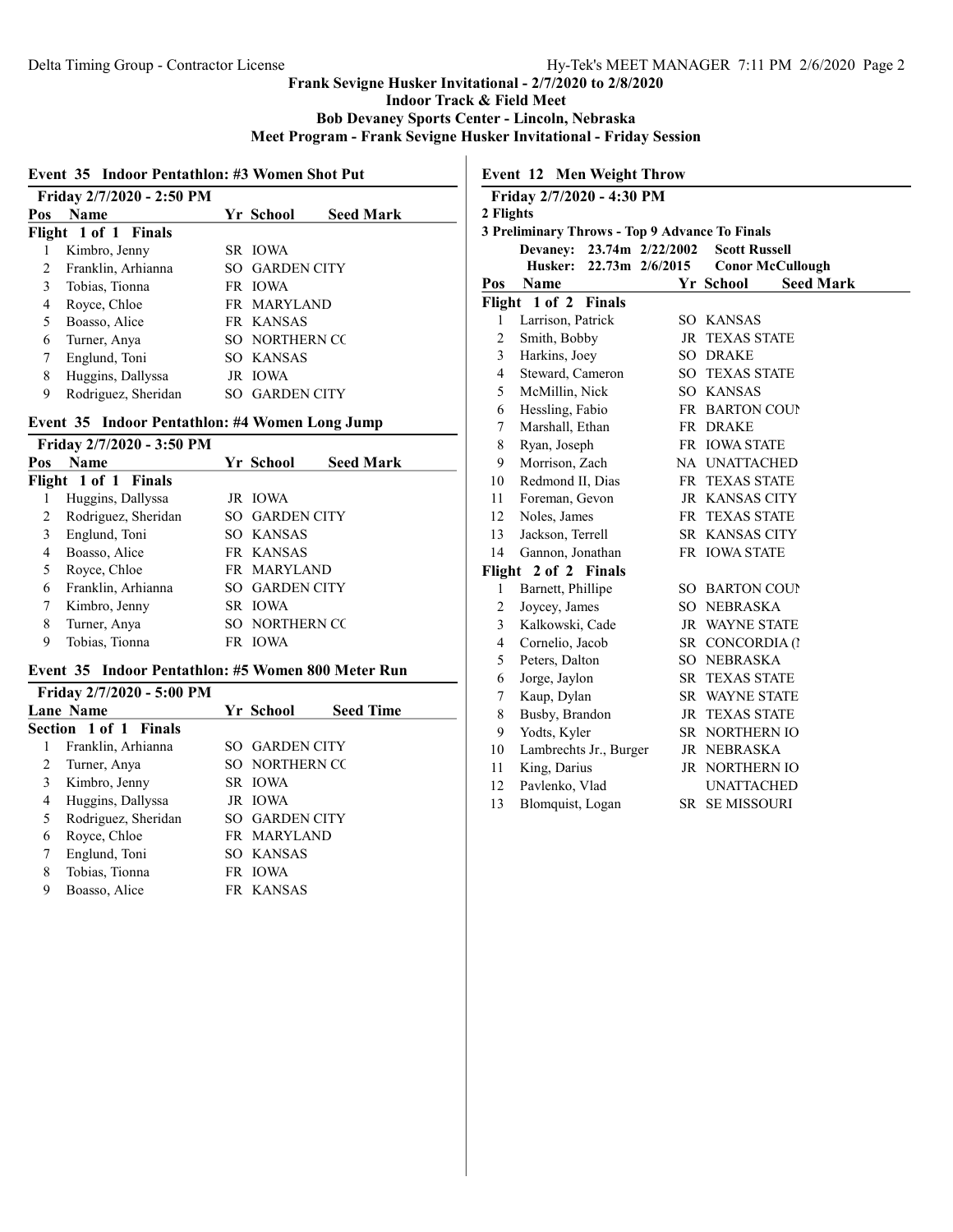## Frank Sevigne Husker Invitational - 2/7/2020 to 2/8/2020

### Indoor Track & Field Meet

### Bob Devaney Sports Center - Lincoln, Nebraska

### Meet Program - Frank Sevigne Husker Invitational - Friday Session

#### Event 35 Indoor Pentathlon: #3 Women Shot Put

**Friday 2/7/2020 - 2:50 PM**

| Pos | Name | Yr | School | Seed Mark |
|---|---|---|---|---|
| **Flight 1 of 1 Finals** | | | | |
| 1 | Kimbro, Jenny | SR | IOWA | |
| 2 | Franklin, Arhianna | SO | GARDEN CITY | |
| 3 | Tobias, Tionna | FR | IOWA | |
| 4 | Royce, Chloe | FR | MARYLAND | |
| 5 | Boasso, Alice | FR | KANSAS | |
| 6 | Turner, Anya | SO | NORTHERN CC | |
| 7 | Englund, Toni | SO | KANSAS | |
| 8 | Huggins, Dallyssa | JR | IOWA | |
| 9 | Rodriguez, Sheridan | SO | GARDEN CITY | |

#### Event 35 Indoor Pentathlon: #4 Women Long Jump

**Friday 2/7/2020 - 3:50 PM**

| Pos | Name | Yr | School | Seed Mark |
|---|---|---|---|---|
| **Flight 1 of 1 Finals** | | | | |
| 1 | Huggins, Dallyssa | JR | IOWA | |
| 2 | Rodriguez, Sheridan | SO | GARDEN CITY | |
| 3 | Englund, Toni | SO | KANSAS | |
| 4 | Boasso, Alice | FR | KANSAS | |
| 5 | Royce, Chloe | FR | MARYLAND | |
| 6 | Franklin, Arhianna | SO | GARDEN CITY | |
| 7 | Kimbro, Jenny | SR | IOWA | |
| 8 | Turner, Anya | SO | NORTHERN CC | |
| 9 | Tobias, Tionna | FR | IOWA | |

#### Event 35 Indoor Pentathlon: #5 Women 800 Meter Run

**Friday 2/7/2020 - 5:00 PM**

| Lane | Name | Yr | School | Seed Time |
|---|---|---|---|---|
| **Section 1 of 1 Finals** | | | | |
| 1 | Franklin, Arhianna | SO | GARDEN CITY | |
| 2 | Turner, Anya | SO | NORTHERN CC | |
| 3 | Kimbro, Jenny | SR | IOWA | |
| 4 | Huggins, Dallyssa | JR | IOWA | |
| 5 | Rodriguez, Sheridan | SO | GARDEN CITY | |
| 6 | Royce, Chloe | FR | MARYLAND | |
| 7 | Englund, Toni | SO | KANSAS | |
| 8 | Tobias, Tionna | FR | IOWA | |
| 9 | Boasso, Alice | FR | KANSAS | |

#### Event 12 Men Weight Throw

**Friday 2/7/2020 - 4:30 PM**

**2 Flights**

**3 Preliminary Throws - Top 9 Advance To Finals**

**Devaney: 23.74m 2/22/2002 Scott Russell**

**Husker: 22.73m 2/6/2015 Conor McCullough**

| Pos | Name | Yr | School | Seed Mark |
|---|---|---|---|---|
| **Flight 1 of 2 Finals** | | | | |
| 1 | Larrison, Patrick | SO | KANSAS | |
| 2 | Smith, Bobby | JR | TEXAS STATE | |
| 3 | Harkins, Joey | SO | DRAKE | |
| 4 | Steward, Cameron | SO | TEXAS STATE | |
| 5 | McMillin, Nick | SO | KANSAS | |
| 6 | Hessling, Fabio | FR | BARTON COUN | |
| 7 | Marshall, Ethan | FR | DRAKE | |
| 8 | Ryan, Joseph | FR | IOWA STATE | |
| 9 | Morrison, Zach | NA | UNATTACHED | |
| 10 | Redmond II, Dias | FR | TEXAS STATE | |
| 11 | Foreman, Gevon | JR | KANSAS CITY | |
| 12 | Noles, James | FR | TEXAS STATE | |
| 13 | Jackson, Terrell | SR | KANSAS CITY | |
| 14 | Gannon, Jonathan | FR | IOWA STATE | |
| **Flight 2 of 2 Finals** | | | | |
| 1 | Barnett, Phillipe | SO | BARTON COUN | |
| 2 | Joycey, James | SO | NEBRASKA | |
| 3 | Kalkowski, Cade | JR | WAYNE STATE | |
| 4 | Cornelio, Jacob | SR | CONCORDIA (I | |
| 5 | Peters, Dalton | SO | NEBRASKA | |
| 6 | Jorge, Jaylon | SR | TEXAS STATE | |
| 7 | Kaup, Dylan | SR | WAYNE STATE | |
| 8 | Busby, Brandon | JR | TEXAS STATE | |
| 9 | Yodts, Kyler | SR | NORTHERN IO | |
| 10 | Lambrechts Jr., Burger | JR | NEBRASKA | |
| 11 | King, Darius | JR | NORTHERN IO | |
| 12 | Pavlenko, Vlad | | UNATTACHED | |
| 13 | Blomquist, Logan | SR | SE MISSOURI | |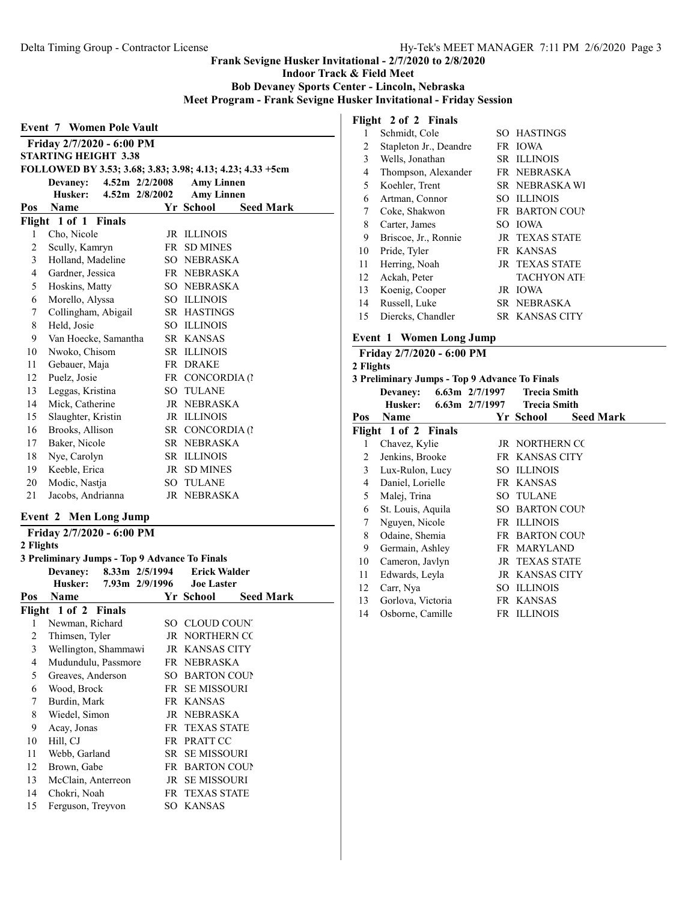**Frank Sevigne Husker Invitational - 2/7/2020 to 2/8/2020**
**Indoor Track & Field Meet**
**Bob Devaney Sports Center - Lincoln, Nebraska**
**Meet Program - Frank Sevigne Husker Invitational - Friday Session**

## Event 7 Women Pole Vault

**Friday 2/7/2020 - 6:00 PM**
**STARTING HEIGHT 3.38**
**FOLLOWED BY 3.53; 3.68; 3.83; 3.98; 4.13; 4.23; 4.33 +5cm**

**Devaney:** 4.52m 2/2/2008 **Amy Linnen**
**Husker:** 4.52m 2/8/2002 **Amy Linnen**

**Flight 1 of 1 Finals**

| Pos | Name | Yr | School | Seed Mark |
|---|---|---|---|---|
| 1 | Cho, Nicole | JR | ILLINOIS | |
| 2 | Scully, Kamryn | FR | SD MINES | |
| 3 | Holland, Madeline | SO | NEBRASKA | |
| 4 | Gardner, Jessica | FR | NEBRASKA | |
| 5 | Hoskins, Matty | SO | NEBRASKA | |
| 6 | Morello, Alyssa | SO | ILLINOIS | |
| 7 | Collingham, Abigail | SR | HASTINGS | |
| 8 | Held, Josie | SO | ILLINOIS | |
| 9 | Van Hoecke, Samantha | SR | KANSAS | |
| 10 | Nwoko, Chisom | SR | ILLINOIS | |
| 11 | Gebauer, Maja | FR | DRAKE | |
| 12 | Puelz, Josie | FR | CONCORDIA (N | |
| 13 | Leggas, Kristina | SO | TULANE | |
| 14 | Mick, Catherine | JR | NEBRASKA | |
| 15 | Slaughter, Kristin | JR | ILLINOIS | |
| 16 | Brooks, Allison | SR | CONCORDIA (N | |
| 17 | Baker, Nicole | SR | NEBRASKA | |
| 18 | Nye, Carolyn | SR | ILLINOIS | |
| 19 | Keeble, Erica | JR | SD MINES | |
| 20 | Modic, Nastja | SO | TULANE | |
| 21 | Jacobs, Andrianna | JR | NEBRASKA | |

## Event 2 Men Long Jump

**Friday 2/7/2020 - 6:00 PM**
**2 Flights**
**3 Preliminary Jumps - Top 9 Advance To Finals**

**Devaney:** 8.33m 2/5/1994 **Erick Walder**
**Husker:** 7.93m 2/9/1996 **Joe Laster**

**Flight 1 of 2 Finals**

| Pos | Name | Yr | School | Seed Mark |
|---|---|---|---|---|
| 1 | Newman, Richard | SO | CLOUD COUNT | |
| 2 | Thimsen, Tyler | JR | NORTHERN CC | |
| 3 | Wellington, Shammawi | JR | KANSAS CITY | |
| 4 | Mudundulu, Passmore | FR | NEBRASKA | |
| 5 | Greaves, Anderson | SO | BARTON COUN | |
| 6 | Wood, Brock | FR | SE MISSOURI | |
| 7 | Burdin, Mark | FR | KANSAS | |
| 8 | Wiedel, Simon | JR | NEBRASKA | |
| 9 | Acay, Jonas | FR | TEXAS STATE | |
| 10 | Hill, CJ | FR | PRATT CC | |
| 11 | Webb, Garland | SR | SE MISSOURI | |
| 12 | Brown, Gabe | FR | BARTON COUN | |
| 13 | McClain, Anterreon | JR | SE MISSOURI | |
| 14 | Chokri, Noah | FR | TEXAS STATE | |
| 15 | Ferguson, Treyvon | SO | KANSAS | |

**Flight 2 of 2 Finals**

| Pos | Name | Yr | School | Seed Mark |
|---|---|---|---|---|
| 1 | Schmidt, Cole | SO | HASTINGS | |
| 2 | Stapleton Jr., Deandre | FR | IOWA | |
| 3 | Wells, Jonathan | SR | ILLINOIS | |
| 4 | Thompson, Alexander | FR | NEBRASKA | |
| 5 | Koehler, Trent | SR | NEBRASKA WI | |
| 6 | Artman, Connor | SO | ILLINOIS | |
| 7 | Coke, Shakwon | FR | BARTON COUN | |
| 8 | Carter, James | SO | IOWA | |
| 9 | Briscoe, Jr., Ronnie | JR | TEXAS STATE | |
| 10 | Pride, Tyler | FR | KANSAS | |
| 11 | Herring, Noah | JR | TEXAS STATE | |
| 12 | Ackah, Peter | | TACHYON ATH | |
| 13 | Koenig, Cooper | JR | IOWA | |
| 14 | Russell, Luke | SR | NEBRASKA | |
| 15 | Diercks, Chandler | SR | KANSAS CITY | |

## Event 1 Women Long Jump

**Friday 2/7/2020 - 6:00 PM**
**2 Flights**
**3 Preliminary Jumps - Top 9 Advance To Finals**

**Devaney:** 6.63m 2/7/1997 **Trecia Smith**
**Husker:** 6.63m 2/7/1997 **Trecia Smith**

**Flight 1 of 2 Finals**

| Pos | Name | Yr | School | Seed Mark |
|---|---|---|---|---|
| 1 | Chavez, Kylie | JR | NORTHERN CC | |
| 2 | Jenkins, Brooke | FR | KANSAS CITY | |
| 3 | Lux-Rulon, Lucy | SO | ILLINOIS | |
| 4 | Daniel, Lorielle | FR | KANSAS | |
| 5 | Malej, Trina | SO | TULANE | |
| 6 | St. Louis, Aquila | SO | BARTON COUN | |
| 7 | Nguyen, Nicole | FR | ILLINOIS | |
| 8 | Odaine, Shemia | FR | BARTON COUN | |
| 9 | Germain, Ashley | FR | MARYLAND | |
| 10 | Cameron, Javlyn | JR | TEXAS STATE | |
| 11 | Edwards, Leyla | JR | KANSAS CITY | |
| 12 | Carr, Nya | SO | ILLINOIS | |
| 13 | Gorlova, Victoria | FR | KANSAS | |
| 14 | Osborne, Camille | FR | ILLINOIS | |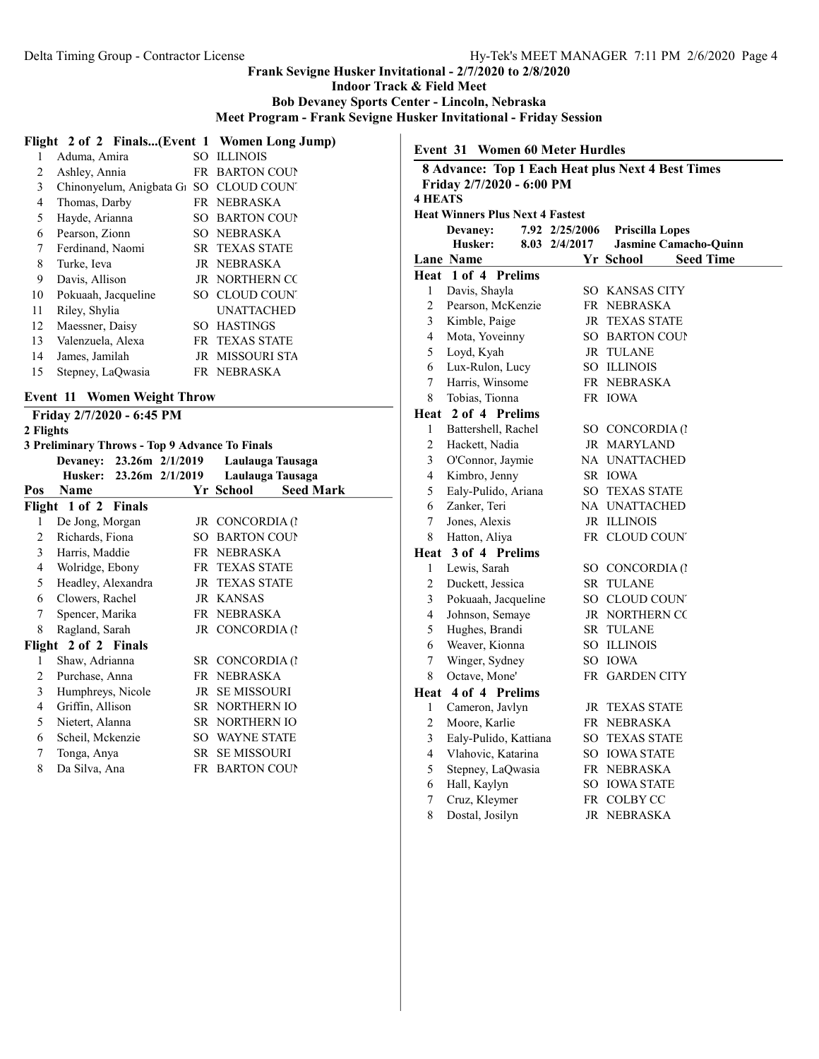Frank Sevigne Husker Invitational - 2/7/2020 to 2/8/2020
Indoor Track & Field Meet
Bob Devaney Sports Center - Lincoln, Nebraska
Meet Program - Frank Sevigne Husker Invitational - Friday Session

## Flight 2 of 2 Finals...(Event 1 Women Long Jump)

| | Name | Yr | School |
|---|---|---|---|
| 1 | Aduma, Amira | SO | ILLINOIS |
| 2 | Ashley, Annia | FR | BARTON COUN |
| 3 | Chinonyelum, Anigbata Gı | SO | CLOUD COUNT |
| 4 | Thomas, Darby | FR | NEBRASKA |
| 5 | Hayde, Arianna | SO | BARTON COUN |
| 6 | Pearson, Zionn | SO | NEBRASKA |
| 7 | Ferdinand, Naomi | SR | TEXAS STATE |
| 8 | Turke, Ieva | JR | NEBRASKA |
| 9 | Davis, Allison | JR | NORTHERN CC |
| 10 | Pokuaah, Jacqueline | SO | CLOUD COUNT |
| 11 | Riley, Shylia | | UNATTACHED |
| 12 | Maessner, Daisy | SO | HASTINGS |
| 13 | Valenzuela, Alexa | FR | TEXAS STATE |
| 14 | James, Jamilah | JR | MISSOURI STA |
| 15 | Stepney, LaQwasia | FR | NEBRASKA |

## Event 11 Women Weight Throw

**Friday 2/7/2020 - 6:45 PM**
**2 Flights**
**3 Preliminary Throws - Top 9 Advance To Finals**

| | | | |
|---|---|---|---|
| Devaney: | 23.26m | 2/1/2019 | Laulauga Tausaga |
| Husker: | 23.26m | 2/1/2019 | Laulauga Tausaga |

| Pos | Name | Yr | School | Seed Mark |
|---|---|---|---|---|
| **Flight 1 of 2 Finals** | | | | |
| 1 | De Jong, Morgan | JR | CONCORDIA (N | |
| 2 | Richards, Fiona | SO | BARTON COUN | |
| 3 | Harris, Maddie | FR | NEBRASKA | |
| 4 | Wolridge, Ebony | FR | TEXAS STATE | |
| 5 | Headley, Alexandra | JR | TEXAS STATE | |
| 6 | Clowers, Rachel | JR | KANSAS | |
| 7 | Spencer, Marika | FR | NEBRASKA | |
| 8 | Ragland, Sarah | JR | CONCORDIA (N | |
| **Flight 2 of 2 Finals** | | | | |
| 1 | Shaw, Adrianna | SR | CONCORDIA (N | |
| 2 | Purchase, Anna | FR | NEBRASKA | |
| 3 | Humphreys, Nicole | JR | SE MISSOURI | |
| 4 | Griffin, Allison | SR | NORTHERN IO | |
| 5 | Nietert, Alanna | SR | NORTHERN IO | |
| 6 | Scheil, Mckenzie | SO | WAYNE STATE | |
| 7 | Tonga, Anya | SR | SE MISSOURI | |
| 8 | Da Silva, Ana | FR | BARTON COUN | |

## Event 31 Women 60 Meter Hurdles

**8 Advance: Top 1 Each Heat plus Next 4 Best Times**
**Friday 2/7/2020 - 6:00 PM**
**4 HEATS**
**Heat Winners Plus Next 4 Fastest**

| | | | |
|---|---|---|---|
| Devaney: | 7.92 | 2/25/2006 | Priscilla Lopes |
| Husker: | 8.03 | 2/4/2017 | Jasmine Camacho-Quinn |

| Lane | Name | Yr | School | Seed Time |
|---|---|---|---|---|
| **Heat 1 of 4 Prelims** | | | | |
| 1 | Davis, Shayla | SO | KANSAS CITY | |
| 2 | Pearson, McKenzie | FR | NEBRASKA | |
| 3 | Kimble, Paige | JR | TEXAS STATE | |
| 4 | Mota, Yoveinny | SO | BARTON COUN | |
| 5 | Loyd, Kyah | JR | TULANE | |
| 6 | Lux-Rulon, Lucy | SO | ILLINOIS | |
| 7 | Harris, Winsome | FR | NEBRASKA | |
| 8 | Tobias, Tionna | FR | IOWA | |
| **Heat 2 of 4 Prelims** | | | | |
| 1 | Battershell, Rachel | SO | CONCORDIA (N | |
| 2 | Hackett, Nadia | JR | MARYLAND | |
| 3 | O'Connor, Jaymie | NA | UNATTACHED | |
| 4 | Kimbro, Jenny | SR | IOWA | |
| 5 | Ealy-Pulido, Ariana | SO | TEXAS STATE | |
| 6 | Zanker, Teri | NA | UNATTACHED | |
| 7 | Jones, Alexis | JR | ILLINOIS | |
| 8 | Hatton, Aliya | FR | CLOUD COUNT | |
| **Heat 3 of 4 Prelims** | | | | |
| 1 | Lewis, Sarah | SO | CONCORDIA (N | |
| 2 | Duckett, Jessica | SR | TULANE | |
| 3 | Pokuaah, Jacqueline | SO | CLOUD COUNT | |
| 4 | Johnson, Semaye | JR | NORTHERN CC | |
| 5 | Hughes, Brandi | SR | TULANE | |
| 6 | Weaver, Kionna | SO | ILLINOIS | |
| 7 | Winger, Sydney | SO | IOWA | |
| 8 | Octave, Mone' | FR | GARDEN CITY | |
| **Heat 4 of 4 Prelims** | | | | |
| 1 | Cameron, Javlyn | JR | TEXAS STATE | |
| 2 | Moore, Karlie | FR | NEBRASKA | |
| 3 | Ealy-Pulido, Kattiana | SO | TEXAS STATE | |
| 4 | Vlahovic, Katarina | SO | IOWA STATE | |
| 5 | Stepney, LaQwasia | FR | NEBRASKA | |
| 6 | Hall, Kaylyn | SO | IOWA STATE | |
| 7 | Cruz, Kleymer | FR | COLBY CC | |
| 8 | Dostal, Josilyn | JR | NEBRASKA | |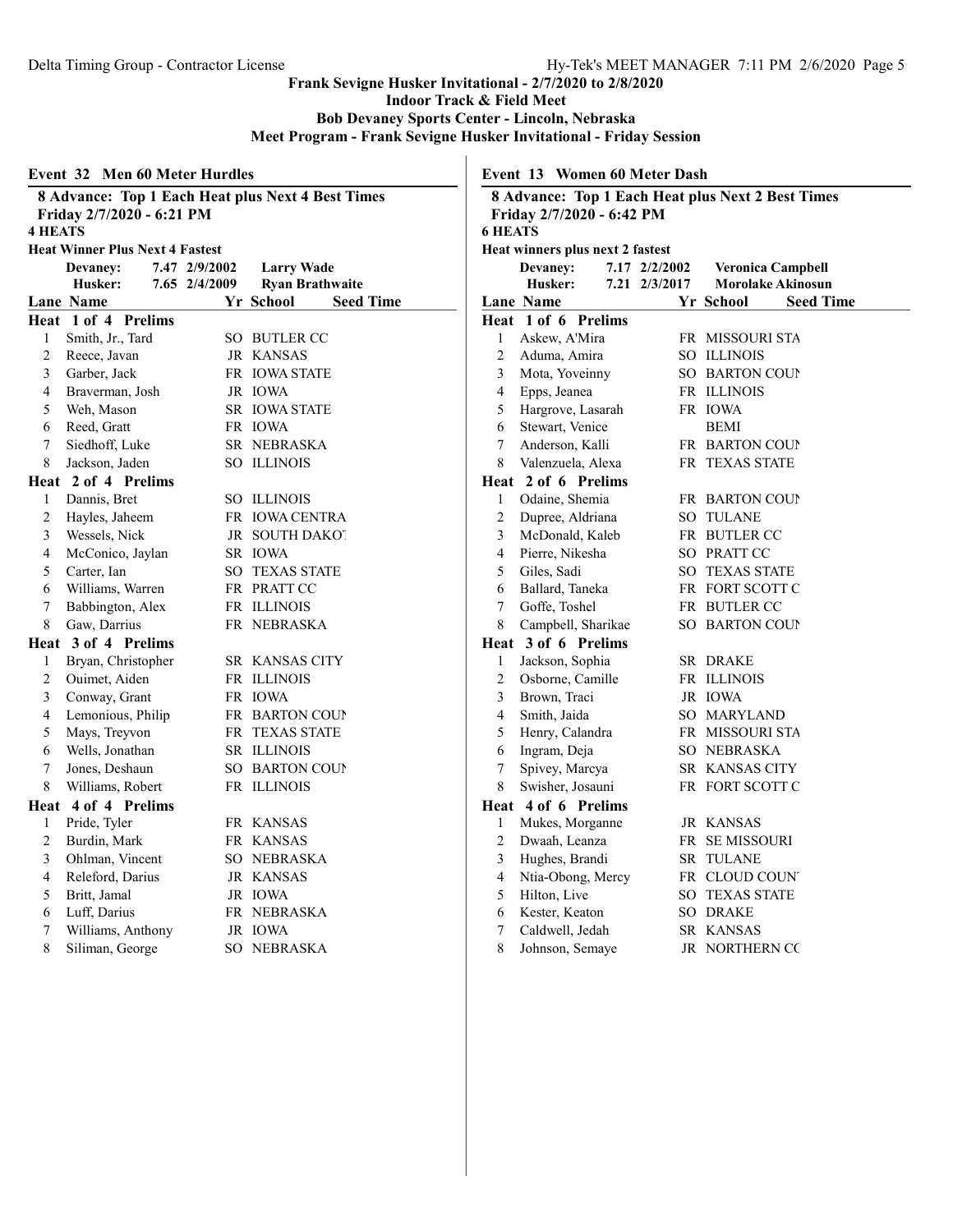Frank Sevigne Husker Invitational - 2/7/2020 to 2/8/2020

Indoor Track & Field Meet

Bob Devaney Sports Center - Lincoln, Nebraska

Meet Program - Frank Sevigne Husker Invitational - Friday Session

## Event 32 Men 60 Meter Hurdles

**8 Advance: Top 1 Each Heat plus Next 4 Best Times**
**Friday 2/7/2020 - 6:21 PM**
**4 HEATS**
**Heat Winner Plus Next 4 Fastest**

| | | | |
|---|---|---|---|
| Devaney: | 7.47 | 2/9/2002 | Larry Wade |
| Husker: | 7.65 | 2/4/2009 | Ryan Brathwaite |

| Lane | Name | Yr | School | Seed Time |
|---|---|---|---|---|
| **Heat 1 of 4 Prelims** | | | | |
| 1 | Smith, Jr., Tard | SO | BUTLER CC | |
| 2 | Reece, Javan | JR | KANSAS | |
| 3 | Garber, Jack | FR | IOWA STATE | |
| 4 | Braverman, Josh | JR | IOWA | |
| 5 | Weh, Mason | SR | IOWA STATE | |
| 6 | Reed, Gratt | FR | IOWA | |
| 7 | Siedhoff, Luke | SR | NEBRASKA | |
| 8 | Jackson, Jaden | SO | ILLINOIS | |
| **Heat 2 of 4 Prelims** | | | | |
| 1 | Dannis, Bret | SO | ILLINOIS | |
| 2 | Hayles, Jaheem | FR | IOWA CENTRA | |
| 3 | Wessels, Nick | JR | SOUTH DAKOT | |
| 4 | McConico, Jaylan | SR | IOWA | |
| 5 | Carter, Ian | SO | TEXAS STATE | |
| 6 | Williams, Warren | FR | PRATT CC | |
| 7 | Babbington, Alex | FR | ILLINOIS | |
| 8 | Gaw, Darrius | FR | NEBRASKA | |
| **Heat 3 of 4 Prelims** | | | | |
| 1 | Bryan, Christopher | SR | KANSAS CITY | |
| 2 | Ouimet, Aiden | FR | ILLINOIS | |
| 3 | Conway, Grant | FR | IOWA | |
| 4 | Lemonious, Philip | FR | BARTON COUN | |
| 5 | Mays, Treyvon | FR | TEXAS STATE | |
| 6 | Wells, Jonathan | SR | ILLINOIS | |
| 7 | Jones, Deshaun | SO | BARTON COUN | |
| 8 | Williams, Robert | FR | ILLINOIS | |
| **Heat 4 of 4 Prelims** | | | | |
| 1 | Pride, Tyler | FR | KANSAS | |
| 2 | Burdin, Mark | FR | KANSAS | |
| 3 | Ohlman, Vincent | SO | NEBRASKA | |
| 4 | Releford, Darius | JR | KANSAS | |
| 5 | Britt, Jamal | JR | IOWA | |
| 6 | Luff, Darius | FR | NEBRASKA | |
| 7 | Williams, Anthony | JR | IOWA | |
| 8 | Siliman, George | SO | NEBRASKA | |

## Event 13 Women 60 Meter Dash

**8 Advance: Top 1 Each Heat plus Next 2 Best Times**
**Friday 2/7/2020 - 6:42 PM**
**6 HEATS**
**Heat winners plus next 2 fastest**

| | | | |
|---|---|---|---|
| Devaney: | 7.17 | 2/2/2002 | Veronica Campbell |
| Husker: | 7.21 | 2/3/2017 | Morolake Akinosun |

| Lane | Name | Yr | School | Seed Time |
|---|---|---|---|---|
| **Heat 1 of 6 Prelims** | | | | |
| 1 | Askew, A'Mira | FR | MISSOURI STA | |
| 2 | Aduma, Amira | SO | ILLINOIS | |
| 3 | Mota, Yoveinny | SO | BARTON COUN | |
| 4 | Epps, Jeanea | FR | ILLINOIS | |
| 5 | Hargrove, Lasarah | FR | IOWA | |
| 6 | Stewart, Venice | | BEMI | |
| 7 | Anderson, Kalli | FR | BARTON COUN | |
| 8 | Valenzuela, Alexa | FR | TEXAS STATE | |
| **Heat 2 of 6 Prelims** | | | | |
| 1 | Odaine, Shemia | FR | BARTON COUN | |
| 2 | Dupree, Aldriana | SO | TULANE | |
| 3 | McDonald, Kaleb | FR | BUTLER CC | |
| 4 | Pierre, Nikesha | SO | PRATT CC | |
| 5 | Giles, Sadi | SO | TEXAS STATE | |
| 6 | Ballard, Taneka | FR | FORT SCOTT C | |
| 7 | Goffe, Toshel | FR | BUTLER CC | |
| 8 | Campbell, Sharikae | SO | BARTON COUN | |
| **Heat 3 of 6 Prelims** | | | | |
| 1 | Jackson, Sophia | SR | DRAKE | |
| 2 | Osborne, Camille | FR | ILLINOIS | |
| 3 | Brown, Traci | JR | IOWA | |
| 4 | Smith, Jaida | SO | MARYLAND | |
| 5 | Henry, Calandra | FR | MISSOURI STA | |
| 6 | Ingram, Deja | SO | NEBRASKA | |
| 7 | Spivey, Marcya | SR | KANSAS CITY | |
| 8 | Swisher, Josauni | FR | FORT SCOTT C | |
| **Heat 4 of 6 Prelims** | | | | |
| 1 | Mukes, Morganne | JR | KANSAS | |
| 2 | Dwaah, Leanza | FR | SE MISSOURI | |
| 3 | Hughes, Brandi | SR | TULANE | |
| 4 | Ntia-Obong, Mercy | FR | CLOUD COUNT | |
| 5 | Hilton, Live | SO | TEXAS STATE | |
| 6 | Kester, Keaton | SO | DRAKE | |
| 7 | Caldwell, Jedah | SR | KANSAS | |
| 8 | Johnson, Semaye | JR | NORTHERN CC | |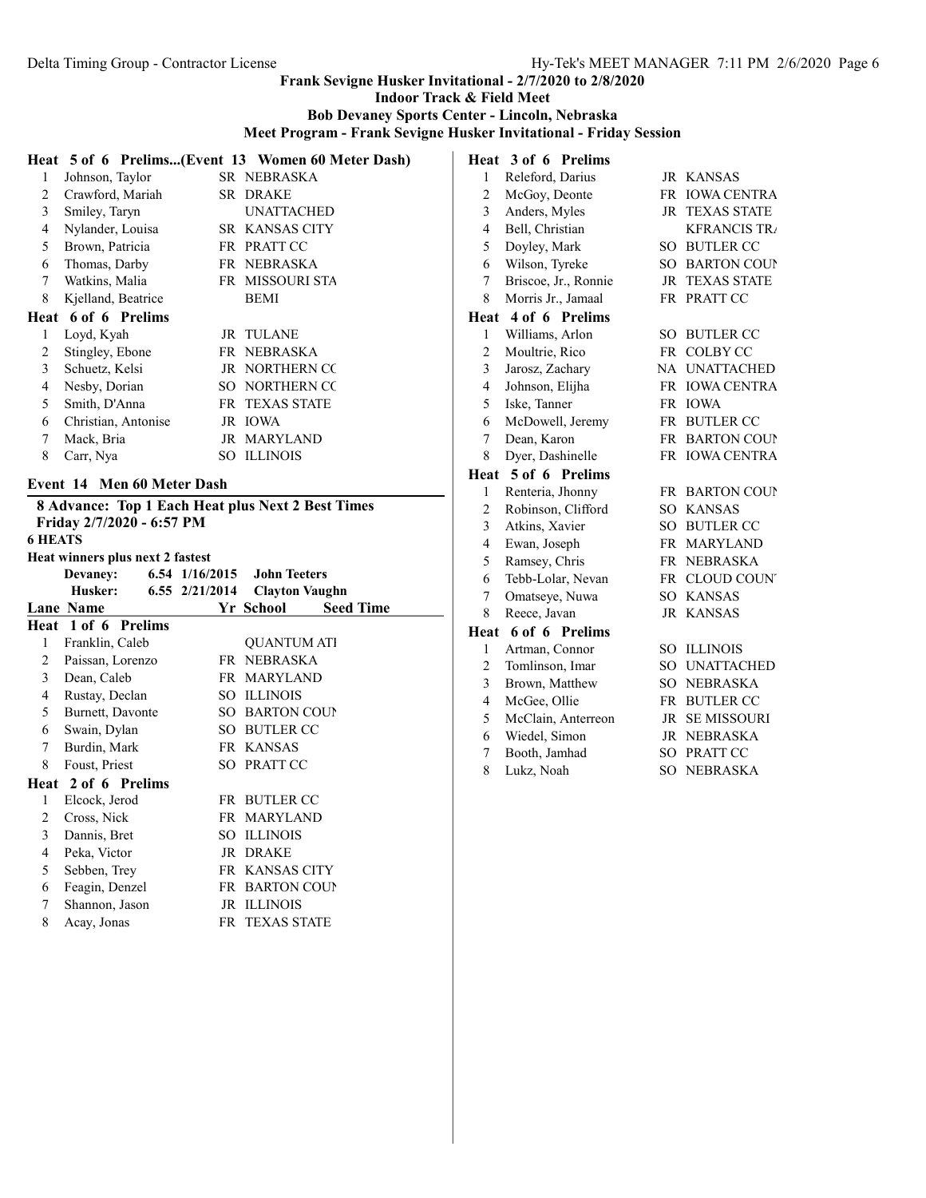**Frank Sevigne Husker Invitational - 2/7/2020 to 2/8/2020**
**Indoor Track & Field Meet**
**Bob Devaney Sports Center - Lincoln, Nebraska**
**Meet Program - Frank Sevigne Husker Invitational - Friday Session**

**Heat 5 of 6 Prelims...(Event 13 Women 60 Meter Dash)**

| Lane | Name | Yr | School | Seed Time |
|---|---|---|---|---|
| 1 | Johnson, Taylor | SR | NEBRASKA | |
| 2 | Crawford, Mariah | SR | DRAKE | |
| 3 | Smiley, Taryn | | UNATTACHED | |
| 4 | Nylander, Louisa | SR | KANSAS CITY | |
| 5 | Brown, Patricia | FR | PRATT CC | |
| 6 | Thomas, Darby | FR | NEBRASKA | |
| 7 | Watkins, Malia | FR | MISSOURI STA | |
| 8 | Kjelland, Beatrice | | BEMI | |

**Heat 6 of 6 Prelims**

| Lane | Name | Yr | School | Seed Time |
|---|---|---|---|---|
| 1 | Loyd, Kyah | JR | TULANE | |
| 2 | Stingley, Ebone | FR | NEBRASKA | |
| 3 | Schuetz, Kelsi | JR | NORTHERN CC | |
| 4 | Nesby, Dorian | SO | NORTHERN CC | |
| 5 | Smith, D'Anna | FR | TEXAS STATE | |
| 6 | Christian, Antonise | JR | IOWA | |
| 7 | Mack, Bria | JR | MARYLAND | |
| 8 | Carr, Nya | SO | ILLINOIS | |

## Event 14 Men 60 Meter Dash

**8 Advance: Top 1 Each Heat plus Next 2 Best Times**
**Friday 2/7/2020 - 6:57 PM**
**6 HEATS**
**Heat winners plus next 2 fastest**

| | | | |
|---|---|---|---|
| Devaney: | 6.54 | 1/16/2015 | John Teeters |
| Husker: | 6.55 | 2/21/2014 | Clayton Vaughn |

**Heat 1 of 6 Prelims**

| Lane | Name | Yr | School | Seed Time |
|---|---|---|---|---|
| 1 | Franklin, Caleb | | QUANTUM ATI | |
| 2 | Paissan, Lorenzo | FR | NEBRASKA | |
| 3 | Dean, Caleb | FR | MARYLAND | |
| 4 | Rustay, Declan | SO | ILLINOIS | |
| 5 | Burnett, Davonte | SO | BARTON COUN | |
| 6 | Swain, Dylan | SO | BUTLER CC | |
| 7 | Burdin, Mark | FR | KANSAS | |
| 8 | Foust, Priest | SO | PRATT CC | |

**Heat 2 of 6 Prelims**

| Lane | Name | Yr | School | Seed Time |
|---|---|---|---|---|
| 1 | Elcock, Jerod | FR | BUTLER CC | |
| 2 | Cross, Nick | FR | MARYLAND | |
| 3 | Dannis, Bret | SO | ILLINOIS | |
| 4 | Peka, Victor | JR | DRAKE | |
| 5 | Sebben, Trey | FR | KANSAS CITY | |
| 6 | Feagin, Denzel | FR | BARTON COUN | |
| 7 | Shannon, Jason | JR | ILLINOIS | |
| 8 | Acay, Jonas | FR | TEXAS STATE | |

**Heat 3 of 6 Prelims**

| Lane | Name | Yr | School | Seed Time |
|---|---|---|---|---|
| 1 | Releford, Darius | JR | KANSAS | |
| 2 | McGoy, Deonte | FR | IOWA CENTRA | |
| 3 | Anders, Myles | JR | TEXAS STATE | |
| 4 | Bell, Christian | | KFRANCIS TRA | |
| 5 | Doyley, Mark | SO | BUTLER CC | |
| 6 | Wilson, Tyreke | SO | BARTON COUN | |
| 7 | Briscoe, Jr., Ronnie | JR | TEXAS STATE | |
| 8 | Morris Jr., Jamaal | FR | PRATT CC | |

**Heat 4 of 6 Prelims**

| Lane | Name | Yr | School | Seed Time |
|---|---|---|---|---|
| 1 | Williams, Arlon | SO | BUTLER CC | |
| 2 | Moultrie, Rico | FR | COLBY CC | |
| 3 | Jarosz, Zachary | NA | UNATTACHED | |
| 4 | Johnson, Elijha | FR | IOWA CENTRA | |
| 5 | Iske, Tanner | FR | IOWA | |
| 6 | McDowell, Jeremy | FR | BUTLER CC | |
| 7 | Dean, Karon | FR | BARTON COUN | |
| 8 | Dyer, Dashinelle | FR | IOWA CENTRA | |

**Heat 5 of 6 Prelims**

| Lane | Name | Yr | School | Seed Time |
|---|---|---|---|---|
| 1 | Renteria, Jhonny | FR | BARTON COUN | |
| 2 | Robinson, Clifford | SO | KANSAS | |
| 3 | Atkins, Xavier | SO | BUTLER CC | |
| 4 | Ewan, Joseph | FR | MARYLAND | |
| 5 | Ramsey, Chris | FR | NEBRASKA | |
| 6 | Tebb-Lolar, Nevan | FR | CLOUD COUNT | |
| 7 | Omatseye, Nuwa | SO | KANSAS | |
| 8 | Reece, Javan | JR | KANSAS | |

**Heat 6 of 6 Prelims**

| Lane | Name | Yr | School | Seed Time |
|---|---|---|---|---|
| 1 | Artman, Connor | SO | ILLINOIS | |
| 2 | Tomlinson, Imar | SO | UNATTACHED | |
| 3 | Brown, Matthew | SO | NEBRASKA | |
| 4 | McGee, Ollie | FR | BUTLER CC | |
| 5 | McClain, Anterreon | JR | SE MISSOURI | |
| 6 | Wiedel, Simon | JR | NEBRASKA | |
| 7 | Booth, Jamhad | SO | PRATT CC | |
| 8 | Lukz, Noah | SO | NEBRASKA | |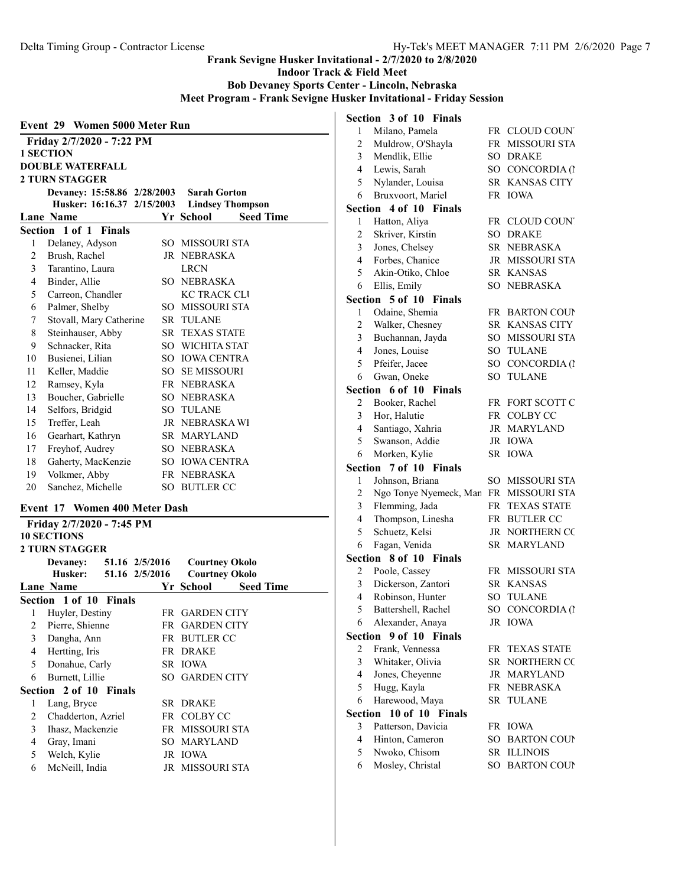**Frank Sevigne Husker Invitational - 2/7/2020 to 2/8/2020**
**Indoor Track & Field Meet**
**Bob Devaney Sports Center - Lincoln, Nebraska**
**Meet Program - Frank Sevigne Husker Invitational - Friday Session**

## Event 29 Women 5000 Meter Run

**Friday 2/7/2020 - 7:22 PM**
**1 SECTION**
**DOUBLE WATERFALL**
**2 TURN STAGGER**

Devaney: 15:58.86 2/28/2003 Sarah Gorton
Husker: 16:16.37 2/15/2003 Lindsey Thompson

**Section 1 of 1 Finals**

| Lane | Name | Yr | School | Seed Time |
|---|---|---|---|---|
| 1 | Delaney, Adyson | SO | MISSOURI STA | |
| 2 | Brush, Rachel | JR | NEBRASKA | |
| 3 | Tarantino, Laura | | LRCN | |
| 4 | Binder, Allie | SO | NEBRASKA | |
| 5 | Carreon, Chandler | | KC TRACK CLU | |
| 6 | Palmer, Shelby | SO | MISSOURI STA | |
| 7 | Stovall, Mary Catherine | SR | TULANE | |
| 8 | Steinhauser, Abby | SR | TEXAS STATE | |
| 9 | Schnacker, Rita | SO | WICHITA STAT | |
| 10 | Busienei, Lilian | SO | IOWA CENTRA | |
| 11 | Keller, Maddie | SO | SE MISSOURI | |
| 12 | Ramsey, Kyla | FR | NEBRASKA | |
| 13 | Boucher, Gabrielle | SO | NEBRASKA | |
| 14 | Selfors, Bridgid | SO | TULANE | |
| 15 | Treffer, Leah | JR | NEBRASKA WI | |
| 16 | Gearhart, Kathryn | SR | MARYLAND | |
| 17 | Freyhof, Audrey | SO | NEBRASKA | |
| 18 | Gaherty, MacKenzie | SO | IOWA CENTRA | |
| 19 | Volkmer, Abby | FR | NEBRASKA | |
| 20 | Sanchez, Michelle | SO | BUTLER CC | |

## Event 17 Women 400 Meter Dash

**Friday 2/7/2020 - 7:45 PM**
**10 SECTIONS**
**2 TURN STAGGER**

Devaney: 51.16 2/5/2016 Courtney Okolo
Husker: 51.16 2/5/2016 Courtney Okolo

| Lane | Name | Yr | School | Seed Time |
|---|---|---|---|---|
| **Section 1 of 10 Finals** | | | | |
| 1 | Huyler, Destiny | FR | GARDEN CITY | |
| 2 | Pierre, Shienne | FR | GARDEN CITY | |
| 3 | Dangha, Ann | FR | BUTLER CC | |
| 4 | Hertting, Iris | FR | DRAKE | |
| 5 | Donahue, Carly | SR | IOWA | |
| 6 | Burnett, Lillie | SO | GARDEN CITY | |
| **Section 2 of 10 Finals** | | | | |
| 1 | Lang, Bryce | SR | DRAKE | |
| 2 | Chadderton, Azriel | FR | COLBY CC | |
| 3 | Ihasz, Mackenzie | FR | MISSOURI STA | |
| 4 | Gray, Imani | SO | MARYLAND | |
| 5 | Welch, Kylie | JR | IOWA | |
| 6 | McNeill, India | JR | MISSOURI STA | |
| **Section 3 of 10 Finals** | | | | |
| 1 | Milano, Pamela | FR | CLOUD COUN | |
| 2 | Muldrow, O'Shayla | FR | MISSOURI STA | |
| 3 | Mendlik, Ellie | SO | DRAKE | |
| 4 | Lewis, Sarah | SO | CONCORDIA (N | |
| 5 | Nylander, Louisa | SR | KANSAS CITY | |
| 6 | Bruxvoort, Mariel | FR | IOWA | |
| **Section 4 of 10 Finals** | | | | |
| 1 | Hatton, Aliya | FR | CLOUD COUN | |
| 2 | Skriver, Kirstin | SO | DRAKE | |
| 3 | Jones, Chelsey | SR | NEBRASKA | |
| 4 | Forbes, Chanice | JR | MISSOURI STA | |
| 5 | Akin-Otiko, Chloe | SR | KANSAS | |
| 6 | Ellis, Emily | SO | NEBRASKA | |
| **Section 5 of 10 Finals** | | | | |
| 1 | Odaine, Shemia | FR | BARTON COUN | |
| 2 | Walker, Chesney | SR | KANSAS CITY | |
| 3 | Buchannan, Jayda | SO | MISSOURI STA | |
| 4 | Jones, Louise | SO | TULANE | |
| 5 | Pfeifer, Jacee | SO | CONCORDIA (N | |
| 6 | Gwan, Oneke | SO | TULANE | |
| **Section 6 of 10 Finals** | | | | |
| 2 | Booker, Rachel | FR | FORT SCOTT C | |
| 3 | Hor, Halutie | FR | COLBY CC | |
| 4 | Santiago, Xahria | JR | MARYLAND | |
| 5 | Swanson, Addie | JR | IOWA | |
| 6 | Morken, Kylie | SR | IOWA | |
| **Section 7 of 10 Finals** | | | | |
| 1 | Johnson, Briana | SO | MISSOURI STA | |
| 2 | Ngo Tonye Nyemeck, Man | FR | MISSOURI STA | |
| 3 | Flemming, Jada | FR | TEXAS STATE | |
| 4 | Thompson, Linesha | FR | BUTLER CC | |
| 5 | Schuetz, Kelsi | JR | NORTHERN CC | |
| 6 | Fagan, Venida | SR | MARYLAND | |
| **Section 8 of 10 Finals** | | | | |
| 2 | Poole, Cassey | FR | MISSOURI STA | |
| 3 | Dickerson, Zantori | SR | KANSAS | |
| 4 | Robinson, Hunter | SO | TULANE | |
| 5 | Battershell, Rachel | SO | CONCORDIA (N | |
| 6 | Alexander, Anaya | JR | IOWA | |
| **Section 9 of 10 Finals** | | | | |
| 2 | Frank, Vennessa | FR | TEXAS STATE | |
| 3 | Whitaker, Olivia | SR | NORTHERN CC | |
| 4 | Jones, Cheyenne | JR | MARYLAND | |
| 5 | Hugg, Kayla | FR | NEBRASKA | |
| 6 | Harewood, Maya | SR | TULANE | |
| **Section 10 of 10 Finals** | | | | |
| 3 | Patterson, Davicia | FR | IOWA | |
| 4 | Hinton, Cameron | SO | BARTON COUN | |
| 5 | Nwoko, Chisom | SR | ILLINOIS | |
| 6 | Mosley, Christal | SO | BARTON COUN | |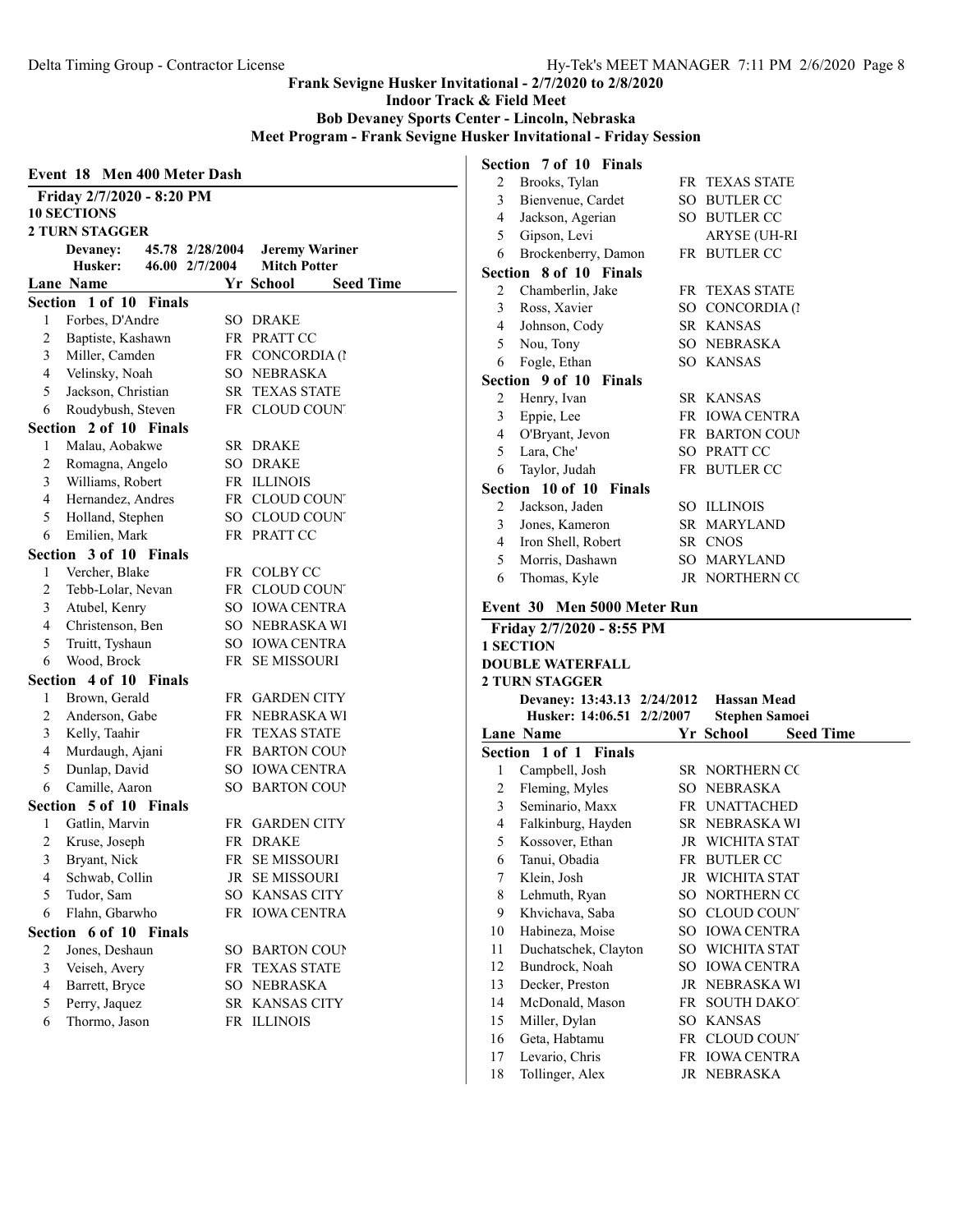# Frank Sevigne Husker Invitational - 2/7/2020 to 2/8/2020

**Indoor Track & Field Meet**

**Bob Devaney Sports Center - Lincoln, Nebraska**

**Meet Program - Frank Sevigne Husker Invitational - Friday Session**

## Event 18 Men 400 Meter Dash

**Friday 2/7/2020 - 8:20 PM**
**10 SECTIONS**
**2 TURN STAGGER**

**Devaney:** 45.78 2/28/2004 **Jeremy Wariner**
**Husker:** 46.00 2/7/2004 **Mitch Potter**

| Lane | Name | Yr | School | Seed Time |
|---|---|---|---|---|
| **Section 1 of 10 Finals** | | | | |
| 1 | Forbes, D'Andre | SO | DRAKE | |
| 2 | Baptiste, Kashawn | FR | PRATT CC | |
| 3 | Miller, Camden | FR | CONCORDIA (I | |
| 4 | Velinsky, Noah | SO | NEBRASKA | |
| 5 | Jackson, Christian | SR | TEXAS STATE | |
| 6 | Roudybush, Steven | FR | CLOUD COUN | |
| **Section 2 of 10 Finals** | | | | |
| 1 | Malau, Aobakwe | SR | DRAKE | |
| 2 | Romagna, Angelo | SO | DRAKE | |
| 3 | Williams, Robert | FR | ILLINOIS | |
| 4 | Hernandez, Andres | FR | CLOUD COUN | |
| 5 | Holland, Stephen | SO | CLOUD COUN | |
| 6 | Emilien, Mark | FR | PRATT CC | |
| **Section 3 of 10 Finals** | | | | |
| 1 | Vercher, Blake | FR | COLBY CC | |
| 2 | Tebb-Lolar, Nevan | FR | CLOUD COUN | |
| 3 | Atubel, Kenry | SO | IOWA CENTRA | |
| 4 | Christenson, Ben | SO | NEBRASKA WI | |
| 5 | Truitt, Tyshaun | SO | IOWA CENTRA | |
| 6 | Wood, Brock | FR | SE MISSOURI | |
| **Section 4 of 10 Finals** | | | | |
| 1 | Brown, Gerald | FR | GARDEN CITY | |
| 2 | Anderson, Gabe | FR | NEBRASKA WI | |
| 3 | Kelly, Taahir | FR | TEXAS STATE | |
| 4 | Murdaugh, Ajani | FR | BARTON COUN | |
| 5 | Dunlap, David | SO | IOWA CENTRA | |
| 6 | Camille, Aaron | SO | BARTON COUN | |
| **Section 5 of 10 Finals** | | | | |
| 1 | Gatlin, Marvin | FR | GARDEN CITY | |
| 2 | Kruse, Joseph | FR | DRAKE | |
| 3 | Bryant, Nick | FR | SE MISSOURI | |
| 4 | Schwab, Collin | JR | SE MISSOURI | |
| 5 | Tudor, Sam | SO | KANSAS CITY | |
| 6 | Flahn, Gbarwho | FR | IOWA CENTRA | |
| **Section 6 of 10 Finals** | | | | |
| 2 | Jones, Deshaun | SO | BARTON COUN | |
| 3 | Veiseh, Avery | FR | TEXAS STATE | |
| 4 | Barrett, Bryce | SO | NEBRASKA | |
| 5 | Perry, Jaquez | SR | KANSAS CITY | |
| 6 | Thormo, Jason | FR | ILLINOIS | |
| **Section 7 of 10 Finals** | | | | |
| 2 | Brooks, Tylan | FR | TEXAS STATE | |
| 3 | Bienvenue, Cardet | SO | BUTLER CC | |
| 4 | Jackson, Agerian | SO | BUTLER CC | |
| 5 | Gipson, Levi | | ARYSE (UH-RI | |
| 6 | Brockenberry, Damon | FR | BUTLER CC | |
| **Section 8 of 10 Finals** | | | | |
| 2 | Chamberlin, Jake | FR | TEXAS STATE | |
| 3 | Ross, Xavier | SO | CONCORDIA (I | |
| 4 | Johnson, Cody | SR | KANSAS | |
| 5 | Nou, Tony | SO | NEBRASKA | |
| 6 | Fogle, Ethan | SO | KANSAS | |
| **Section 9 of 10 Finals** | | | | |
| 2 | Henry, Ivan | SR | KANSAS | |
| 3 | Eppie, Lee | FR | IOWA CENTRA | |
| 4 | O'Bryant, Jevon | FR | BARTON COUN | |
| 5 | Lara, Che' | SO | PRATT CC | |
| 6 | Taylor, Judah | FR | BUTLER CC | |
| **Section 10 of 10 Finals** | | | | |
| 2 | Jackson, Jaden | SO | ILLINOIS | |
| 3 | Jones, Kameron | SR | MARYLAND | |
| 4 | Iron Shell, Robert | SR | CNOS | |
| 5 | Morris, Dashawn | SO | MARYLAND | |
| 6 | Thomas, Kyle | JR | NORTHERN CC | |

## Event 30 Men 5000 Meter Run

**Friday 2/7/2020 - 8:55 PM**
**1 SECTION**
**DOUBLE WATERFALL**
**2 TURN STAGGER**

**Devaney:** 13:43.13 2/24/2012 **Hassan Mead**
**Husker:** 14:06.51 2/2/2007 **Stephen Samoei**

| Lane | Name | Yr | School | Seed Time |
|---|---|---|---|---|
| **Section 1 of 1 Finals** | | | | |
| 1 | Campbell, Josh | SR | NORTHERN CC | |
| 2 | Fleming, Myles | SO | NEBRASKA | |
| 3 | Seminario, Maxx | FR | UNATTACHED | |
| 4 | Falkinburg, Hayden | SR | NEBRASKA WI | |
| 5 | Kossover, Ethan | JR | WICHITA STAT | |
| 6 | Tanui, Obadia | FR | BUTLER CC | |
| 7 | Klein, Josh | JR | WICHITA STAT | |
| 8 | Lehmuth, Ryan | SO | NORTHERN CC | |
| 9 | Khvichava, Saba | SO | CLOUD COUN | |
| 10 | Habineza, Moise | SO | IOWA CENTRA | |
| 11 | Duchatschek, Clayton | SO | WICHITA STAT | |
| 12 | Bundrock, Noah | SO | IOWA CENTRA | |
| 13 | Decker, Preston | JR | NEBRASKA WI | |
| 14 | McDonald, Mason | FR | SOUTH DAKO | |
| 15 | Miller, Dylan | SO | KANSAS | |
| 16 | Geta, Habtamu | FR | CLOUD COUN | |
| 17 | Levario, Chris | FR | IOWA CENTRA | |
| 18 | Tollinger, Alex | JR | NEBRASKA | |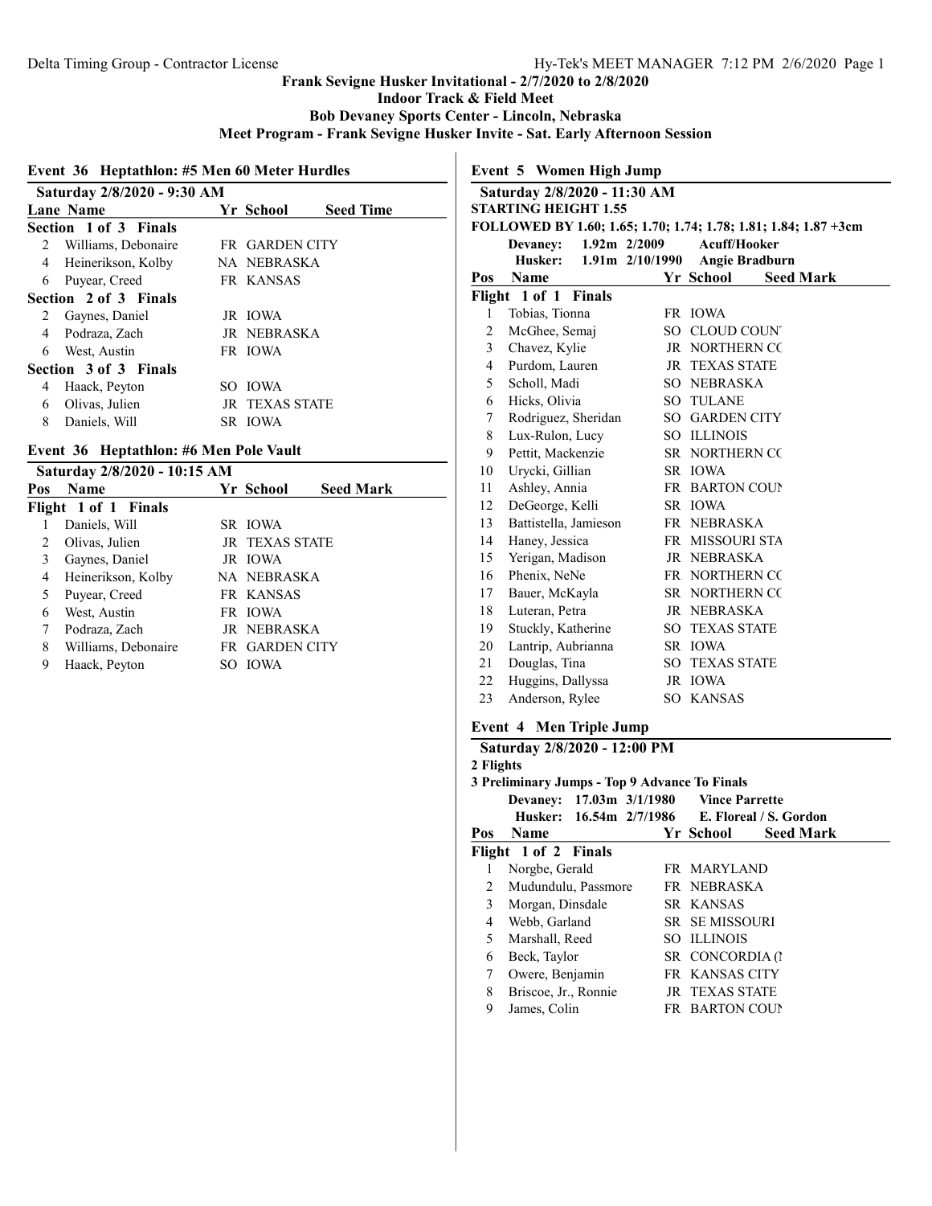Frank Sevigne Husker Invitational - 2/7/2020 to 2/8/2020

Indoor Track & Field Meet

Bob Devaney Sports Center - Lincoln, Nebraska

Meet Program - Frank Sevigne Husker Invite - Sat. Early Afternoon Session

## Event 36 Heptathlon: #5 Men 60 Meter Hurdles

**Saturday 2/8/2020 - 9:30 AM**

| Lane | Name | Yr | School | Seed Time |
|---|---|---|---|---|
| **Section 1 of 3 Finals** | | | | |
| 2 | Williams, Debonaire | FR | GARDEN CITY | |
| 4 | Heinerikson, Kolby | NA | NEBRASKA | |
| 6 | Puyear, Creed | FR | KANSAS | |
| **Section 2 of 3 Finals** | | | | |
| 2 | Gaynes, Daniel | JR | IOWA | |
| 4 | Podraza, Zach | JR | NEBRASKA | |
| 6 | West, Austin | FR | IOWA | |
| **Section 3 of 3 Finals** | | | | |
| 4 | Haack, Peyton | SO | IOWA | |
| 6 | Olivas, Julien | JR | TEXAS STATE | |
| 8 | Daniels, Will | SR | IOWA | |

## Event 36 Heptathlon: #6 Men Pole Vault

**Saturday 2/8/2020 - 10:15 AM**

| Pos | Name | Yr | School | Seed Mark |
|---|---|---|---|---|
| **Flight 1 of 1 Finals** | | | | |
| 1 | Daniels, Will | SR | IOWA | |
| 2 | Olivas, Julien | JR | TEXAS STATE | |
| 3 | Gaynes, Daniel | JR | IOWA | |
| 4 | Heinerikson, Kolby | NA | NEBRASKA | |
| 5 | Puyear, Creed | FR | KANSAS | |
| 6 | West, Austin | FR | IOWA | |
| 7 | Podraza, Zach | JR | NEBRASKA | |
| 8 | Williams, Debonaire | FR | GARDEN CITY | |
| 9 | Haack, Peyton | SO | IOWA | |

## Event 5 Women High Jump

**Saturday 2/8/2020 - 11:30 AM**

**STARTING HEIGHT 1.55**

**FOLLOWED BY 1.60; 1.65; 1.70; 1.74; 1.78; 1.81; 1.84; 1.87 +3cm**

**Devaney: 1.92m 2/2009 Acuff/Hooker**

**Husker: 1.91m 2/10/1990 Angie Bradburn**

| Pos | Name | Yr | School | Seed Mark |
|---|---|---|---|---|
| **Flight 1 of 1 Finals** | | | | |
| 1 | Tobias, Tionna | FR | IOWA | |
| 2 | McGhee, Semaj | SO | CLOUD COUN' | |
| 3 | Chavez, Kylie | JR | NORTHERN CC | |
| 4 | Purdom, Lauren | JR | TEXAS STATE | |
| 5 | Scholl, Madi | SO | NEBRASKA | |
| 6 | Hicks, Olivia | SO | TULANE | |
| 7 | Rodriguez, Sheridan | SO | GARDEN CITY | |
| 8 | Lux-Rulon, Lucy | SO | ILLINOIS | |
| 9 | Pettit, Mackenzie | SR | NORTHERN CC | |
| 10 | Urycki, Gillian | SR | IOWA | |
| 11 | Ashley, Annia | FR | BARTON COUN | |
| 12 | DeGeorge, Kelli | SR | IOWA | |
| 13 | Battistella, Jamieson | FR | NEBRASKA | |
| 14 | Haney, Jessica | FR | MISSOURI STA | |
| 15 | Yerigan, Madison | JR | NEBRASKA | |
| 16 | Phenix, NeNe | FR | NORTHERN CC | |
| 17 | Bauer, McKayla | SR | NORTHERN CC | |
| 18 | Luteran, Petra | JR | NEBRASKA | |
| 19 | Stuckly, Katherine | SO | TEXAS STATE | |
| 20 | Lantrip, Aubrianna | SR | IOWA | |
| 21 | Douglas, Tina | SO | TEXAS STATE | |
| 22 | Huggins, Dallyssa | JR | IOWA | |
| 23 | Anderson, Rylee | SO | KANSAS | |

## Event 4 Men Triple Jump

**Saturday 2/8/2020 - 12:00 PM**

**2 Flights**

**3 Preliminary Jumps - Top 9 Advance To Finals**

**Devaney: 17.03m 3/1/1980 Vince Parrette**

**Husker: 16.54m 2/7/1986 E. Floreal / S. Gordon**

| Pos | Name | Yr | School | Seed Mark |
|---|---|---|---|---|
| **Flight 1 of 2 Finals** | | | | |
| 1 | Norgbe, Gerald | FR | MARYLAND | |
| 2 | Mudundulu, Passmore | FR | NEBRASKA | |
| 3 | Morgan, Dinsdale | SR | KANSAS | |
| 4 | Webb, Garland | SR | SE MISSOURI | |
| 5 | Marshall, Reed | SO | ILLINOIS | |
| 6 | Beck, Taylor | SR | CONCORDIA (I | |
| 7 | Owere, Benjamin | FR | KANSAS CITY | |
| 8 | Briscoe, Jr., Ronnie | JR | TEXAS STATE | |
| 9 | James, Colin | FR | BARTON COUN | |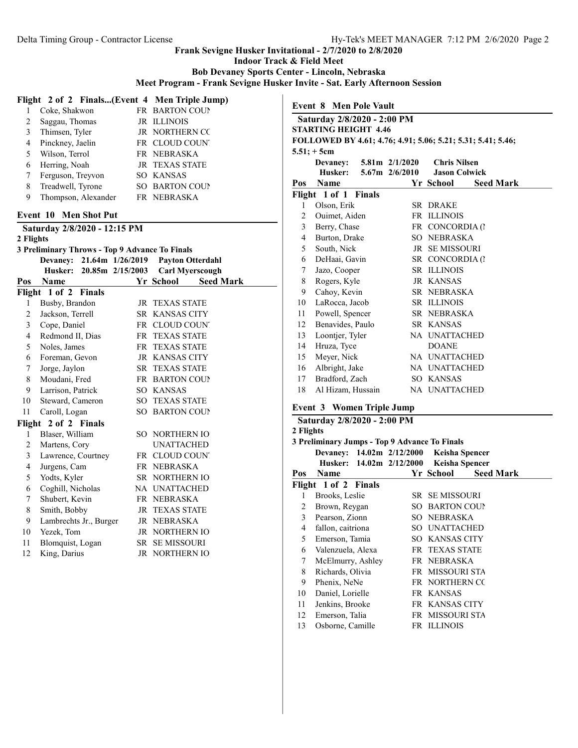## Frank Sevigne Husker Invitational - 2/7/2020 to 2/8/2020

### Indoor Track & Field Meet

### Bob Devaney Sports Center - Lincoln, Nebraska

### Meet Program - Frank Sevigne Husker Invite - Sat. Early Afternoon Session

**Flight 2 of 2 Finals...(Event 4 Men Triple Jump)**

| Pos | Name | Yr | School | Seed Mark |
|---|---|---|---|---|
| 1 | Coke, Shakwon | FR | BARTON COUN | |
| 2 | Saggau, Thomas | JR | ILLINOIS | |
| 3 | Thimsen, Tyler | JR | NORTHERN CC | |
| 4 | Pinckney, Jaelin | FR | CLOUD COUNT | |
| 5 | Wilson, Terrol | FR | NEBRASKA | |
| 6 | Herring, Noah | JR | TEXAS STATE | |
| 7 | Ferguson, Treyvon | SO | KANSAS | |
| 8 | Treadwell, Tyrone | SO | BARTON COUN | |
| 9 | Thompson, Alexander | FR | NEBRASKA | |

### Event 10 Men Shot Put

**Saturday 2/8/2020 - 12:15 PM**

**2 Flights**

**3 Preliminary Throws - Top 9 Advance To Finals**

**Devaney:** 21.64m 1/26/2019 **Payton Otterdahl**

**Husker:** 20.85m 2/15/2003 **Carl Myerscough**

| Pos | Name | Yr | School | Seed Mark |
|---|---|---|---|---|
| **Flight 1 of 2 Finals** | | | | |
| 1 | Busby, Brandon | JR | TEXAS STATE | |
| 2 | Jackson, Terrell | SR | KANSAS CITY | |
| 3 | Cope, Daniel | FR | CLOUD COUNT | |
| 4 | Redmond II, Dias | FR | TEXAS STATE | |
| 5 | Noles, James | FR | TEXAS STATE | |
| 6 | Foreman, Gevon | JR | KANSAS CITY | |
| 7 | Jorge, Jaylon | SR | TEXAS STATE | |
| 8 | Moudani, Fred | FR | BARTON COUN | |
| 9 | Larrison, Patrick | SO | KANSAS | |
| 10 | Steward, Cameron | SO | TEXAS STATE | |
| 11 | Caroll, Logan | SO | BARTON COUN | |
| **Flight 2 of 2 Finals** | | | | |
| 1 | Blaser, William | SO | NORTHERN IO | |
| 2 | Martens, Cory | | UNATTACHED | |
| 3 | Lawrence, Courtney | FR | CLOUD COUNT | |
| 4 | Jurgens, Cam | FR | NEBRASKA | |
| 5 | Yodts, Kyler | SR | NORTHERN IO | |
| 6 | Coghill, Nicholas | NA | UNATTACHED | |
| 7 | Shubert, Kevin | FR | NEBRASKA | |
| 8 | Smith, Bobby | JR | TEXAS STATE | |
| 9 | Lambrechts Jr., Burger | JR | NEBRASKA | |
| 10 | Yezek, Tom | JR | NORTHERN IO | |
| 11 | Blomquist, Logan | SR | SE MISSOURI | |
| 12 | King, Darius | JR | NORTHERN IO | |

### Event 8 Men Pole Vault

**Saturday 2/8/2020 - 2:00 PM**

**STARTING HEIGHT 4.46**

**FOLLOWED BY 4.61; 4.76; 4.91; 5.06; 5.21; 5.31; 5.41; 5.46; 5.51; + 5cm**

**Devaney:** 5.81m 2/1/2020 **Chris Nilsen**

**Husker:** 5.67m 2/6/2010 **Jason Colwick**

| Pos | Name | Yr | School | Seed Mark |
|---|---|---|---|---|
| **Flight 1 of 1 Finals** | | | | |
| 1 | Olson, Erik | SR | DRAKE | |
| 2 | Ouimet, Aiden | FR | ILLINOIS | |
| 3 | Berry, Chase | FR | CONCORDIA (N | |
| 4 | Burton, Drake | SO | NEBRASKA | |
| 5 | South, Nick | JR | SE MISSOURI | |
| 6 | DeHaai, Gavin | SR | CONCORDIA (N | |
| 7 | Jazo, Cooper | SR | ILLINOIS | |
| 8 | Rogers, Kyle | JR | KANSAS | |
| 9 | Cahoy, Kevin | SR | NEBRASKA | |
| 10 | LaRocca, Jacob | SR | ILLINOIS | |
| 11 | Powell, Spencer | SR | NEBRASKA | |
| 12 | Benavides, Paulo | SR | KANSAS | |
| 13 | Loontjer, Tyler | NA | UNATTACHED | |
| 14 | Hruza, Tyce | | DOANE | |
| 15 | Meyer, Nick | NA | UNATTACHED | |
| 16 | Albright, Jake | NA | UNATTACHED | |
| 17 | Bradford, Zach | SO | KANSAS | |
| 18 | Al Hizam, Hussain | NA | UNATTACHED | |

### Event 3 Women Triple Jump

**Saturday 2/8/2020 - 2:00 PM**

**2 Flights**

**3 Preliminary Jumps - Top 9 Advance To Finals**

**Devaney:** 14.02m 2/12/2000 **Keisha Spencer**

**Husker:** 14.02m 2/12/2000 **Keisha Spencer**

| Pos | Name | Yr | School | Seed Mark |
|---|---|---|---|---|
| **Flight 1 of 2 Finals** | | | | |
| 1 | Brooks, Leslie | SR | SE MISSOURI | |
| 2 | Brown, Reygan | SO | BARTON COUN | |
| 3 | Pearson, Zionn | SO | NEBRASKA | |
| 4 | fallon, caitriona | SO | UNATTACHED | |
| 5 | Emerson, Tamia | SO | KANSAS CITY | |
| 6 | Valenzuela, Alexa | FR | TEXAS STATE | |
| 7 | McElmurry, Ashley | FR | NEBRASKA | |
| 8 | Richards, Olivia | FR | MISSOURI STA | |
| 9 | Phenix, NeNe | FR | NORTHERN CC | |
| 10 | Daniel, Lorielle | FR | KANSAS | |
| 11 | Jenkins, Brooke | FR | KANSAS CITY | |
| 12 | Emerson, Talia | FR | MISSOURI STA | |
| 13 | Osborne, Camille | FR | ILLINOIS | |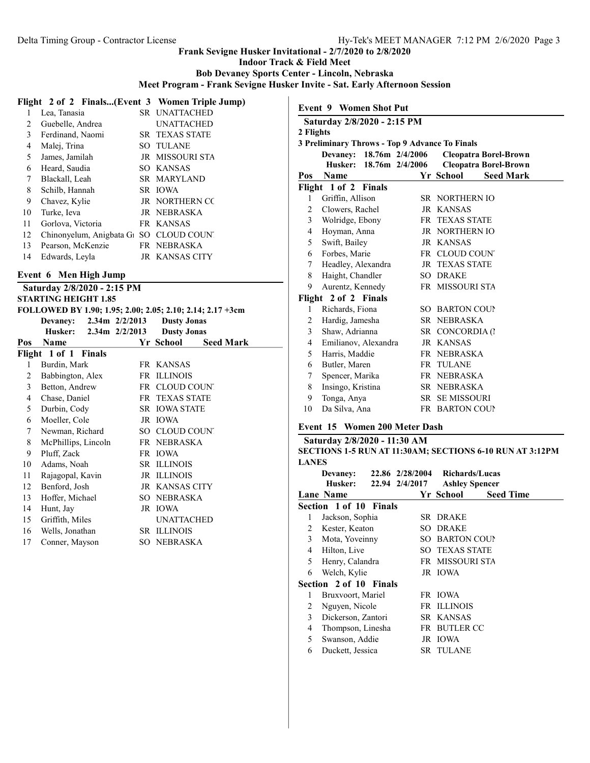**Frank Sevigne Husker Invitational - 2/7/2020 to 2/8/2020**
**Indoor Track & Field Meet**
**Bob Devaney Sports Center - Lincoln, Nebraska**
**Meet Program - Frank Sevigne Husker Invite - Sat. Early Afternoon Session**

### Flight 2 of 2 Finals...(Event 3 Women Triple Jump)

| Pos | Name | Yr | School | Seed Mark |
|---|---|---|---|---|
| 1 | Lea, Tanasia | SR | UNATTACHED | |
| 2 | Guebelle, Andrea | | UNATTACHED | |
| 3 | Ferdinand, Naomi | SR | TEXAS STATE | |
| 4 | Malej, Trina | SO | TULANE | |
| 5 | James, Jamilah | JR | MISSOURI STA | |
| 6 | Heard, Saudia | SO | KANSAS | |
| 7 | Blackall, Leah | SR | MARYLAND | |
| 8 | Schilb, Hannah | SR | IOWA | |
| 9 | Chavez, Kylie | JR | NORTHERN CC | |
| 10 | Turke, Ieva | JR | NEBRASKA | |
| 11 | Gorlova, Victoria | FR | KANSAS | |
| 12 | Chinonyelum, Anigbata Gi | SO | CLOUD COUN' | |
| 13 | Pearson, McKenzie | FR | NEBRASKA | |
| 14 | Edwards, Leyla | JR | KANSAS CITY | |

## Event 6 Men High Jump

**Saturday 2/8/2020 - 2:15 PM**
**STARTING HEIGHT 1.85**
**FOLLOWED BY 1.90; 1.95; 2.00; 2.05; 2.10; 2.14; 2.17 +3cm**

**Devaney:** 2.34m 2/2/2013 **Dusty Jonas**
**Husker:** 2.34m 2/2/2013 **Dusty Jonas**

**Flight 1 of 1 Finals**

| Pos | Name | Yr | School | Seed Mark |
|---|---|---|---|---|
| 1 | Burdin, Mark | FR | KANSAS | |
| 2 | Babbington, Alex | FR | ILLINOIS | |
| 3 | Betton, Andrew | FR | CLOUD COUN' | |
| 4 | Chase, Daniel | FR | TEXAS STATE | |
| 5 | Durbin, Cody | SR | IOWA STATE | |
| 6 | Moeller, Cole | JR | IOWA | |
| 7 | Newman, Richard | SO | CLOUD COUN' | |
| 8 | McPhillips, Lincoln | FR | NEBRASKA | |
| 9 | Pluff, Zack | FR | IOWA | |
| 10 | Adams, Noah | SR | ILLINOIS | |
| 11 | Rajagopal, Kavin | JR | ILLINOIS | |
| 12 | Benford, Josh | JR | KANSAS CITY | |
| 13 | Hoffer, Michael | SO | NEBRASKA | |
| 14 | Hunt, Jay | JR | IOWA | |
| 15 | Griffith, Miles | | UNATTACHED | |
| 16 | Wells, Jonathan | SR | ILLINOIS | |
| 17 | Conner, Mayson | SO | NEBRASKA | |

## Event 9 Women Shot Put

**Saturday 2/8/2020 - 2:15 PM**
**2 Flights**
**3 Preliminary Throws - Top 9 Advance To Finals**

**Devaney:** 18.76m 2/4/2006 **Cleopatra Borel-Brown**
**Husker:** 18.76m 2/4/2006 **Cleopatra Borel-Brown**

**Flight 1 of 2 Finals**

| Pos | Name | Yr | School | Seed Mark |
|---|---|---|---|---|
| 1 | Griffin, Allison | SR | NORTHERN IO | |
| 2 | Clowers, Rachel | JR | KANSAS | |
| 3 | Wolridge, Ebony | FR | TEXAS STATE | |
| 4 | Hoyman, Anna | JR | NORTHERN IO | |
| 5 | Swift, Bailey | JR | KANSAS | |
| 6 | Forbes, Marie | FR | CLOUD COUN' | |
| 7 | Headley, Alexandra | JR | TEXAS STATE | |
| 8 | Haight, Chandler | SO | DRAKE | |
| 9 | Aurentz, Kennedy | FR | MISSOURI STA | |

**Flight 2 of 2 Finals**

| Pos | Name | Yr | School | Seed Mark |
|---|---|---|---|---|
| 1 | Richards, Fiona | SO | BARTON COUN | |
| 2 | Hardig, Jamesha | SR | NEBRASKA | |
| 3 | Shaw, Adrianna | SR | CONCORDIA (N | |
| 4 | Emilianov, Alexandra | JR | KANSAS | |
| 5 | Harris, Maddie | FR | NEBRASKA | |
| 6 | Butler, Maren | FR | TULANE | |
| 7 | Spencer, Marika | FR | NEBRASKA | |
| 8 | Insingo, Kristina | SR | NEBRASKA | |
| 9 | Tonga, Anya | SR | SE MISSOURI | |
| 10 | Da Silva, Ana | FR | BARTON COUN | |

## Event 15 Women 200 Meter Dash

**Saturday 2/8/2020 - 11:30 AM**
**SECTIONS 1-5 RUN AT 11:30AM; SECTIONS 6-10 RUN AT 3:12PM**
**LANES**

**Devaney:** 22.86 2/28/2004 **Richards/Lucas**
**Husker:** 22.94 2/4/2017 **Ashley Spencer**

**Section 1 of 10 Finals**

| Lane | Name | Yr | School | Seed Time |
|---|---|---|---|---|
| 1 | Jackson, Sophia | SR | DRAKE | |
| 2 | Kester, Keaton | SO | DRAKE | |
| 3 | Mota, Yoveinny | SO | BARTON COUN | |
| 4 | Hilton, Live | SO | TEXAS STATE | |
| 5 | Henry, Calandra | FR | MISSOURI STA | |
| 6 | Welch, Kylie | JR | IOWA | |

**Section 2 of 10 Finals**

| Lane | Name | Yr | School | Seed Time |
|---|---|---|---|---|
| 1 | Bruxvoort, Mariel | FR | IOWA | |
| 2 | Nguyen, Nicole | FR | ILLINOIS | |
| 3 | Dickerson, Zantori | SR | KANSAS | |
| 4 | Thompson, Linesha | FR | BUTLER CC | |
| 5 | Swanson, Addie | JR | IOWA | |
| 6 | Duckett, Jessica | SR | TULANE | |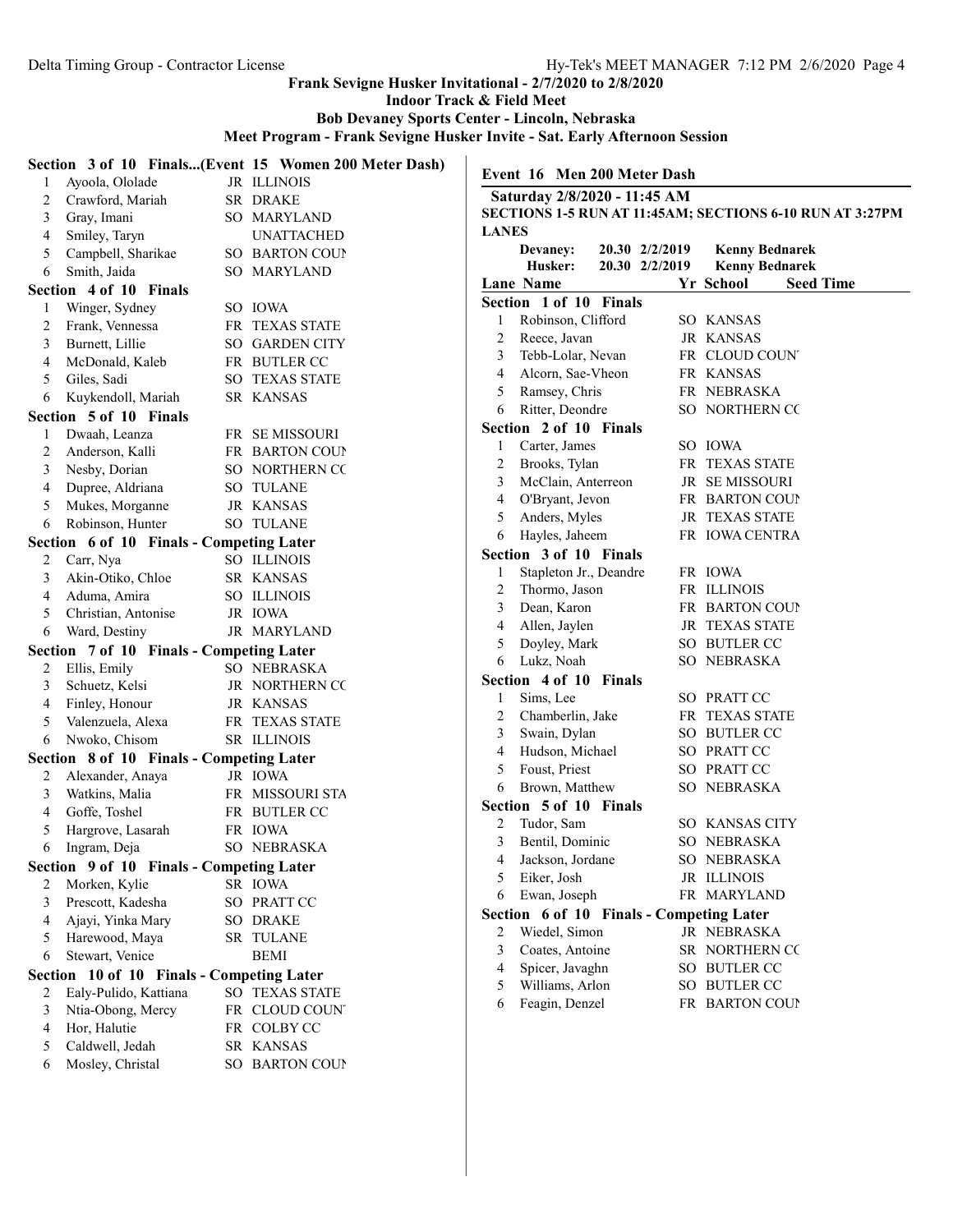Frank Sevigne Husker Invitational - 2/7/2020 to 2/8/2020

Indoor Track & Field Meet

Bob Devaney Sports Center - Lincoln, Nebraska

Meet Program - Frank Sevigne Husker Invite - Sat. Early Afternoon Session

**Section 3 of 10 Finals...(Event 15 Women 200 Meter Dash)**

| Lane | Name | Yr | School |
|---|---|---|---|
| 1 | Ayoola, Ololade | JR | ILLINOIS |
| 2 | Crawford, Mariah | SR | DRAKE |
| 3 | Gray, Imani | SO | MARYLAND |
| 4 | Smiley, Taryn | | UNATTACHED |
| 5 | Campbell, Sharikae | SO | BARTON COUN |
| 6 | Smith, Jaida | SO | MARYLAND |

**Section 4 of 10 Finals**

| Lane | Name | Yr | School |
|---|---|---|---|
| 1 | Winger, Sydney | SO | IOWA |
| 2 | Frank, Vennessa | FR | TEXAS STATE |
| 3 | Burnett, Lillie | SO | GARDEN CITY |
| 4 | McDonald, Kaleb | FR | BUTLER CC |
| 5 | Giles, Sadi | SO | TEXAS STATE |
| 6 | Kuykendoll, Mariah | SR | KANSAS |

**Section 5 of 10 Finals**

| Lane | Name | Yr | School |
|---|---|---|---|
| 1 | Dwaah, Leanza | FR | SE MISSOURI |
| 2 | Anderson, Kalli | FR | BARTON COUN |
| 3 | Nesby, Dorian | SO | NORTHERN CC |
| 4 | Dupree, Aldriana | SO | TULANE |
| 5 | Mukes, Morganne | JR | KANSAS |
| 6 | Robinson, Hunter | SO | TULANE |

**Section 6 of 10 Finals - Competing Later**

| Lane | Name | Yr | School |
|---|---|---|---|
| 2 | Carr, Nya | SO | ILLINOIS |
| 3 | Akin-Otiko, Chloe | SR | KANSAS |
| 4 | Aduma, Amira | SO | ILLINOIS |
| 5 | Christian, Antonise | JR | IOWA |
| 6 | Ward, Destiny | JR | MARYLAND |

**Section 7 of 10 Finals - Competing Later**

| Lane | Name | Yr | School |
|---|---|---|---|
| 2 | Ellis, Emily | SO | NEBRASKA |
| 3 | Schuetz, Kelsi | JR | NORTHERN CC |
| 4 | Finley, Honour | JR | KANSAS |
| 5 | Valenzuela, Alexa | FR | TEXAS STATE |
| 6 | Nwoko, Chisom | SR | ILLINOIS |

**Section 8 of 10 Finals - Competing Later**

| Lane | Name | Yr | School |
|---|---|---|---|
| 2 | Alexander, Anaya | JR | IOWA |
| 3 | Watkins, Malia | FR | MISSOURI STA |
| 4 | Goffe, Toshel | FR | BUTLER CC |
| 5 | Hargrove, Lasarah | FR | IOWA |
| 6 | Ingram, Deja | SO | NEBRASKA |

**Section 9 of 10 Finals - Competing Later**

| Lane | Name | Yr | School |
|---|---|---|---|
| 2 | Morken, Kylie | SR | IOWA |
| 3 | Prescott, Kadesha | SO | PRATT CC |
| 4 | Ajayi, Yinka Mary | SO | DRAKE |
| 5 | Harewood, Maya | SR | TULANE |
| 6 | Stewart, Venice | | BEMI |

**Section 10 of 10 Finals - Competing Later**

| Lane | Name | Yr | School |
|---|---|---|---|
| 2 | Ealy-Pulido, Kattiana | SO | TEXAS STATE |
| 3 | Ntia-Obong, Mercy | FR | CLOUD COUNT |
| 4 | Hor, Halutie | FR | COLBY CC |
| 5 | Caldwell, Jedah | SR | KANSAS |
| 6 | Mosley, Christal | SO | BARTON COUN |

## Event 16 Men 200 Meter Dash

**Saturday 2/8/2020 - 11:45 AM**

**SECTIONS 1-5 RUN AT 11:45AM; SECTIONS 6-10 RUN AT 3:27PM LANES**

| | | | |
|---|---|---|---|
| **Devaney:** | **20.30** | **2/2/2019** | **Kenny Bednarek** |
| **Husker:** | **20.30** | **2/2/2019** | **Kenny Bednarek** |

**Section 1 of 10 Finals**

| Lane | Name | Yr | School | Seed Time |
|---|---|---|---|---|
| 1 | Robinson, Clifford | SO | KANSAS | |
| 2 | Reece, Javan | JR | KANSAS | |
| 3 | Tebb-Lolar, Nevan | FR | CLOUD COUNT | |
| 4 | Alcorn, Sae-Vheon | FR | KANSAS | |
| 5 | Ramsey, Chris | FR | NEBRASKA | |
| 6 | Ritter, Deondre | SO | NORTHERN CC | |

**Section 2 of 10 Finals**

| Lane | Name | Yr | School | Seed Time |
|---|---|---|---|---|
| 1 | Carter, James | SO | IOWA | |
| 2 | Brooks, Tylan | FR | TEXAS STATE | |
| 3 | McClain, Anterreon | JR | SE MISSOURI | |
| 4 | O'Bryant, Jevon | FR | BARTON COUN | |
| 5 | Anders, Myles | JR | TEXAS STATE | |
| 6 | Hayles, Jaheem | FR | IOWA CENTRA | |

**Section 3 of 10 Finals**

| Lane | Name | Yr | School | Seed Time |
|---|---|---|---|---|
| 1 | Stapleton Jr., Deandre | FR | IOWA | |
| 2 | Thormo, Jason | FR | ILLINOIS | |
| 3 | Dean, Karon | FR | BARTON COUN | |
| 4 | Allen, Jaylen | JR | TEXAS STATE | |
| 5 | Doyley, Mark | SO | BUTLER CC | |
| 6 | Lukz, Noah | SO | NEBRASKA | |

**Section 4 of 10 Finals**

| Lane | Name | Yr | School | Seed Time |
|---|---|---|---|---|
| 1 | Sims, Lee | SO | PRATT CC | |
| 2 | Chamberlin, Jake | FR | TEXAS STATE | |
| 3 | Swain, Dylan | SO | BUTLER CC | |
| 4 | Hudson, Michael | SO | PRATT CC | |
| 5 | Foust, Priest | SO | PRATT CC | |
| 6 | Brown, Matthew | SO | NEBRASKA | |

**Section 5 of 10 Finals**

| Lane | Name | Yr | School | Seed Time |
|---|---|---|---|---|
| 2 | Tudor, Sam | SO | KANSAS CITY | |
| 3 | Bentil, Dominic | SO | NEBRASKA | |
| 4 | Jackson, Jordane | SO | NEBRASKA | |
| 5 | Eiker, Josh | JR | ILLINOIS | |
| 6 | Ewan, Joseph | FR | MARYLAND | |

**Section 6 of 10 Finals - Competing Later**

| Lane | Name | Yr | School | Seed Time |
|---|---|---|---|---|
| 2 | Wiedel, Simon | JR | NEBRASKA | |
| 3 | Coates, Antoine | SR | NORTHERN CC | |
| 4 | Spicer, Javaghn | SO | BUTLER CC | |
| 5 | Williams, Arlon | SO | BUTLER CC | |
| 6 | Feagin, Denzel | FR | BARTON COUN | |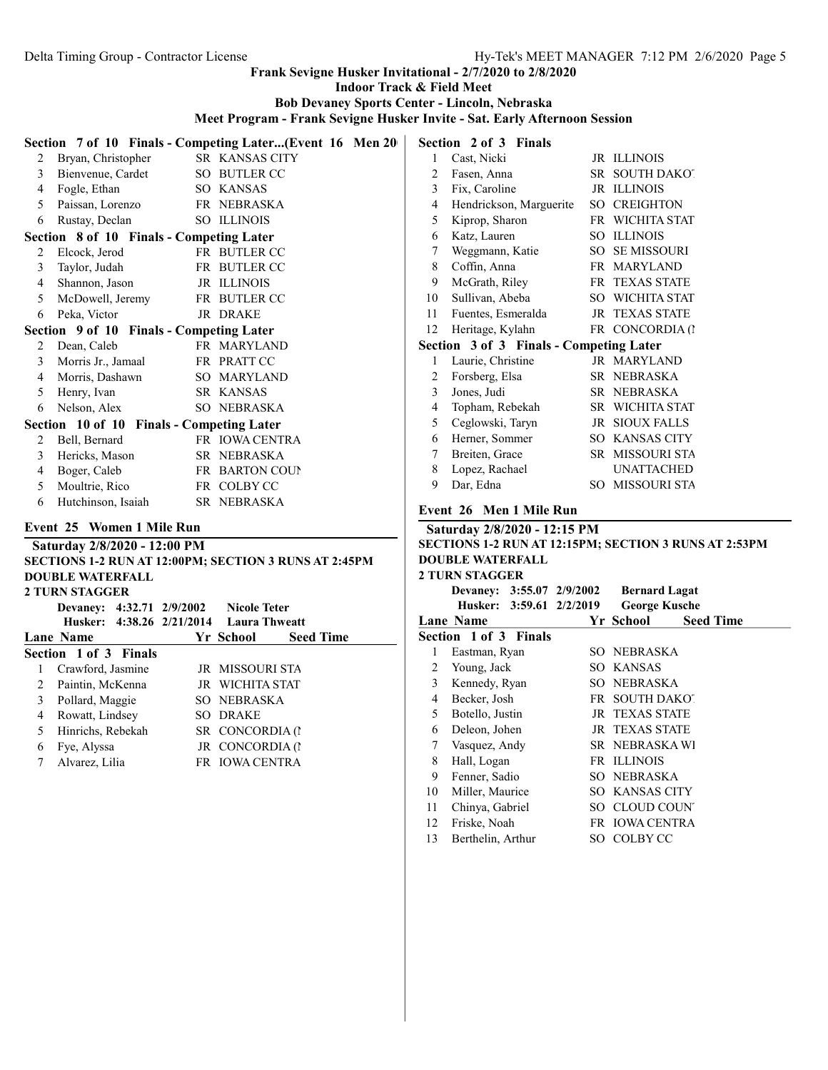Frank Sevigne Husker Invitational - 2/7/2020 to 2/8/2020

Indoor Track & Field Meet

Bob Devaney Sports Center - Lincoln, Nebraska

Meet Program - Frank Sevigne Husker Invite - Sat. Early Afternoon Session

**Section 7 of 10 Finals - Competing Later...(Event 16 Men 20**

| Lane | Name | Yr | School |
|---|---|---|---|
| 2 | Bryan, Christopher | SR | KANSAS CITY |
| 3 | Bienvenue, Cardet | SO | BUTLER CC |
| 4 | Fogle, Ethan | SO | KANSAS |
| 5 | Paissan, Lorenzo | FR | NEBRASKA |
| 6 | Rustay, Declan | SO | ILLINOIS |

**Section 8 of 10 Finals - Competing Later**

| Lane | Name | Yr | School |
|---|---|---|---|
| 2 | Elcock, Jerod | FR | BUTLER CC |
| 3 | Taylor, Judah | FR | BUTLER CC |
| 4 | Shannon, Jason | JR | ILLINOIS |
| 5 | McDowell, Jeremy | FR | BUTLER CC |
| 6 | Peka, Victor | JR | DRAKE |

**Section 9 of 10 Finals - Competing Later**

| Lane | Name | Yr | School |
|---|---|---|---|
| 2 | Dean, Caleb | FR | MARYLAND |
| 3 | Morris Jr., Jamaal | FR | PRATT CC |
| 4 | Morris, Dashawn | SO | MARYLAND |
| 5 | Henry, Ivan | SR | KANSAS |
| 6 | Nelson, Alex | SO | NEBRASKA |

**Section 10 of 10 Finals - Competing Later**

| Lane | Name | Yr | School |
|---|---|---|---|
| 2 | Bell, Bernard | FR | IOWA CENTRA |
| 3 | Hericks, Mason | SR | NEBRASKA |
| 4 | Boger, Caleb | FR | BARTON COUN |
| 5 | Moultrie, Rico | FR | COLBY CC |
| 6 | Hutchinson, Isaiah | SR | NEBRASKA |

## Event 25 Women 1 Mile Run

**Saturday 2/8/2020 - 12:00 PM**

**SECTIONS 1-2 RUN AT 12:00PM; SECTION 3 RUNS AT 2:45PM**

**DOUBLE WATERFALL**

**2 TURN STAGGER**

**Devaney: 4:32.71 2/9/2002 Nicole Teter**

**Husker: 4:38.26 2/21/2014 Laura Thweatt**

**Section 1 of 3 Finals**

| Lane | Name | Yr | School | Seed Time |
|---|---|---|---|---|
| 1 | Crawford, Jasmine | JR | MISSOURI STA | |
| 2 | Paintin, McKenna | JR | WICHITA STAT | |
| 3 | Pollard, Maggie | SO | NEBRASKA | |
| 4 | Rowatt, Lindsey | SO | DRAKE | |
| 5 | Hinrichs, Rebekah | SR | CONCORDIA (I | |
| 6 | Fye, Alyssa | JR | CONCORDIA (I | |
| 7 | Alvarez, Lilia | FR | IOWA CENTRA | |

**Section 2 of 3 Finals**

| Lane | Name | Yr | School | Seed Time |
|---|---|---|---|---|
| 1 | Cast, Nicki | JR | ILLINOIS | |
| 2 | Fasen, Anna | SR | SOUTH DAKOT | |
| 3 | Fix, Caroline | JR | ILLINOIS | |
| 4 | Hendrickson, Marguerite | SO | CREIGHTON | |
| 5 | Kiprop, Sharon | FR | WICHITA STAT | |
| 6 | Katz, Lauren | SO | ILLINOIS | |
| 7 | Weggmann, Katie | SO | SE MISSOURI | |
| 8 | Coffin, Anna | FR | MARYLAND | |
| 9 | McGrath, Riley | FR | TEXAS STATE | |
| 10 | Sullivan, Abeba | SO | WICHITA STAT | |
| 11 | Fuentes, Esmeralda | JR | TEXAS STATE | |
| 12 | Heritage, Kylahn | FR | CONCORDIA (I | |

**Section 3 of 3 Finals - Competing Later**

| Lane | Name | Yr | School | Seed Time |
|---|---|---|---|---|
| 1 | Laurie, Christine | JR | MARYLAND | |
| 2 | Forsberg, Elsa | SR | NEBRASKA | |
| 3 | Jones, Judi | SR | NEBRASKA | |
| 4 | Topham, Rebekah | SR | WICHITA STAT | |
| 5 | Ceglowski, Taryn | JR | SIOUX FALLS | |
| 6 | Herner, Sommer | SO | KANSAS CITY | |
| 7 | Breiten, Grace | SR | MISSOURI STA | |
| 8 | Lopez, Rachael | | UNATTACHED | |
| 9 | Dar, Edna | SO | MISSOURI STA | |

## Event 26 Men 1 Mile Run

**Saturday 2/8/2020 - 12:15 PM**

**SECTIONS 1-2 RUN AT 12:15PM; SECTION 3 RUNS AT 2:53PM**

**DOUBLE WATERFALL**

**2 TURN STAGGER**

**Devaney: 3:55.07 2/9/2002 Bernard Lagat**

**Husker: 3:59.61 2/2/2019 George Kusche**

**Section 1 of 3 Finals**

| Lane | Name | Yr | School | Seed Time |
|---|---|---|---|---|
| 1 | Eastman, Ryan | SO | NEBRASKA | |
| 2 | Young, Jack | SO | KANSAS | |
| 3 | Kennedy, Ryan | SO | NEBRASKA | |
| 4 | Becker, Josh | FR | SOUTH DAKOT | |
| 5 | Botello, Justin | JR | TEXAS STATE | |
| 6 | Deleon, Johen | JR | TEXAS STATE | |
| 7 | Vasquez, Andy | SR | NEBRASKA WI | |
| 8 | Hall, Logan | FR | ILLINOIS | |
| 9 | Fenner, Sadio | SO | NEBRASKA | |
| 10 | Miller, Maurice | SO | KANSAS CITY | |
| 11 | Chinya, Gabriel | SO | CLOUD COUN | |
| 12 | Friske, Noah | FR | IOWA CENTRA | |
| 13 | Berthelin, Arthur | SO | COLBY CC | |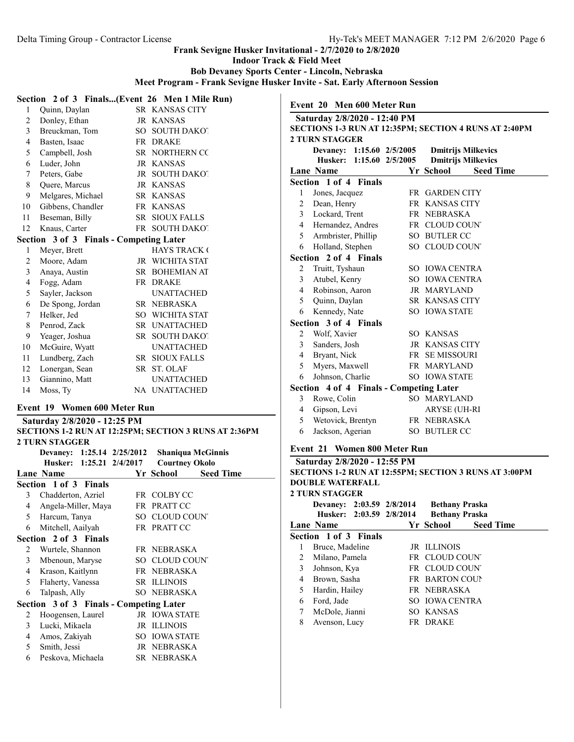Frank Sevigne Husker Invitational - 2/7/2020 to 2/8/2020

Indoor Track & Field Meet

Bob Devaney Sports Center - Lincoln, Nebraska

Meet Program - Frank Sevigne Husker Invite - Sat. Early Afternoon Session

**Section 2 of 3 Finals...(Event 26 Men 1 Mile Run)**

| Lane | Name | Yr | School |
|---|---|---|---|
| 1 | Quinn, Daylan | SR | KANSAS CITY |
| 2 | Donley, Ethan | JR | KANSAS |
| 3 | Breuckman, Tom | SO | SOUTH DAKOT |
| 4 | Basten, Isaac | FR | DRAKE |
| 5 | Campbell, Josh | SR | NORTHERN CC |
| 6 | Luder, John | JR | KANSAS |
| 7 | Peters, Gabe | JR | SOUTH DAKOT |
| 8 | Quere, Marcus | JR | KANSAS |
| 9 | Melgares, Michael | SR | KANSAS |
| 10 | Gibbens, Chandler | FR | KANSAS |
| 11 | Beseman, Billy | SR | SIOUX FALLS |
| 12 | Knaus, Carter | FR | SOUTH DAKOT |

**Section 3 of 3 Finals - Competing Later**

| Lane | Name | Yr | School |
|---|---|---|---|
| 1 | Meyer, Brett | | HAYS TRACK ( |
| 2 | Moore, Adam | JR | WICHITA STAT |
| 3 | Anaya, Austin | SR | BOHEMIAN AT |
| 4 | Fogg, Adam | FR | DRAKE |
| 5 | Sayler, Jackson | | UNATTACHED |
| 6 | De Spong, Jordan | SR | NEBRASKA |
| 7 | Helker, Jed | SO | WICHITA STAT |
| 8 | Penrod, Zack | SR | UNATTACHED |
| 9 | Yeager, Joshua | SR | SOUTH DAKOT |
| 10 | McGuire, Wyatt | | UNATTACHED |
| 11 | Lundberg, Zach | SR | SIOUX FALLS |
| 12 | Lonergan, Sean | SR | ST. OLAF |
| 13 | Giannino, Matt | | UNATTACHED |
| 14 | Moss, Ty | NA | UNATTACHED |

## Event 19 Women 600 Meter Run

**Saturday 2/8/2020 - 12:25 PM**

**SECTIONS 1-2 RUN AT 12:25PM; SECTION 3 RUNS AT 2:36PM**

**2 TURN STAGGER**

**Devaney: 1:25.14 2/25/2012 Shaniqua McGinnis**

**Husker: 1:25.21 2/4/2017 Courtney Okolo**

| Lane | Name | Yr | School | Seed Time |
|---|---|---|---|---|
| **Section 1 of 3 Finals** | | | | |
| 3 | Chadderton, Azriel | FR | COLBY CC | |
| 4 | Angela-Miller, Maya | FR | PRATT CC | |
| 5 | Harcum, Tanya | SO | CLOUD COUNT | |
| 6 | Mitchell, Aailyah | FR | PRATT CC | |
| **Section 2 of 3 Finals** | | | | |
| 2 | Wurtele, Shannon | FR | NEBRASKA | |
| 3 | Mbenoun, Maryse | SO | CLOUD COUNT | |
| 4 | Krason, Kaitlynn | FR | NEBRASKA | |
| 5 | Flaherty, Vanessa | SR | ILLINOIS | |
| 6 | Talpash, Ally | SO | NEBRASKA | |
| **Section 3 of 3 Finals - Competing Later** | | | | |
| 2 | Hoogensen, Laurel | JR | IOWA STATE | |
| 3 | Lucki, Mikaela | JR | ILLINOIS | |
| 4 | Amos, Zakiyah | SO | IOWA STATE | |
| 5 | Smith, Jessi | JR | NEBRASKA | |
| 6 | Peskova, Michaela | SR | NEBRASKA | |

## Event 20 Men 600 Meter Run

**Saturday 2/8/2020 - 12:40 PM**

**SECTIONS 1-3 RUN AT 12:35PM; SECTION 4 RUNS AT 2:40PM**

**2 TURN STAGGER**

**Devaney: 1:15.60 2/5/2005 Dmitrijs Milkevics**

**Husker: 1:15.60 2/5/2005 Dmitrijs Milkevics**

| Lane | Name | Yr | School | Seed Time |
|---|---|---|---|---|
| **Section 1 of 4 Finals** | | | | |
| 1 | Jones, Jacquez | FR | GARDEN CITY | |
| 2 | Dean, Henry | FR | KANSAS CITY | |
| 3 | Lockard, Trent | FR | NEBRASKA | |
| 4 | Hernandez, Andres | FR | CLOUD COUNT | |
| 5 | Armbrister, Phillip | SO | BUTLER CC | |
| 6 | Holland, Stephen | SO | CLOUD COUNT | |
| **Section 2 of 4 Finals** | | | | |
| 2 | Truitt, Tyshaun | SO | IOWA CENTRA | |
| 3 | Atubel, Kenry | SO | IOWA CENTRA | |
| 4 | Robinson, Aaron | JR | MARYLAND | |
| 5 | Quinn, Daylan | SR | KANSAS CITY | |
| 6 | Kennedy, Nate | SO | IOWA STATE | |
| **Section 3 of 4 Finals** | | | | |
| 2 | Wolf, Xavier | SO | KANSAS | |
| 3 | Sanders, Josh | JR | KANSAS CITY | |
| 4 | Bryant, Nick | FR | SE MISSOURI | |
| 5 | Myers, Maxwell | FR | MARYLAND | |
| 6 | Johnson, Charlie | SO | IOWA STATE | |
| **Section 4 of 4 Finals - Competing Later** | | | | |
| 3 | Rowe, Colin | SO | MARYLAND | |
| 4 | Gipson, Levi | | ARYSE (UH-RI | |
| 5 | Wetovick, Brentyn | FR | NEBRASKA | |
| 6 | Jackson, Agerian | SO | BUTLER CC | |

## Event 21 Women 800 Meter Run

**Saturday 2/8/2020 - 12:55 PM**

**SECTIONS 1-2 RUN AT 12:55PM; SECTION 3 RUNS AT 3:00PM**

**DOUBLE WATERFALL**

**2 TURN STAGGER**

**Devaney: 2:03.59 2/8/2014 Bethany Praska**

**Husker: 2:03.59 2/8/2014 Bethany Praska**

| Lane | Name | Yr | School | Seed Time |
|---|---|---|---|---|
| **Section 1 of 3 Finals** | | | | |
| 1 | Bruce, Madeline | JR | ILLINOIS | |
| 2 | Milano, Pamela | FR | CLOUD COUNT | |
| 3 | Johnson, Kya | FR | CLOUD COUNT | |
| 4 | Brown, Sasha | FR | BARTON COUN | |
| 5 | Hardin, Hailey | FR | NEBRASKA | |
| 6 | Ford, Jade | SO | IOWA CENTRA | |
| 7 | McDole, Jianni | SO | KANSAS | |
| 8 | Avenson, Lucy | FR | DRAKE | |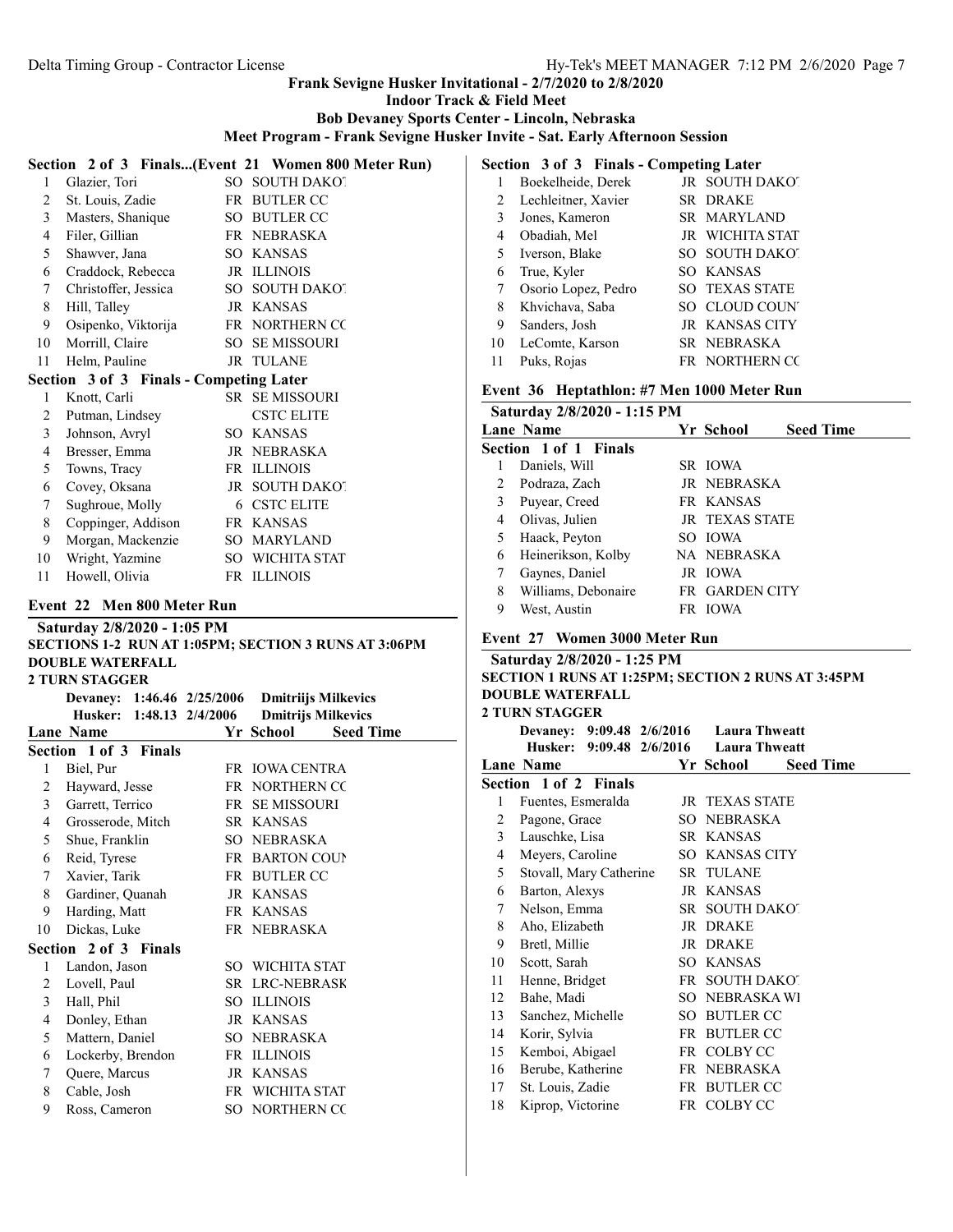**Frank Sevigne Husker Invitational - 2/7/2020 to 2/8/2020**
**Indoor Track & Field Meet**
**Bob Devaney Sports Center - Lincoln, Nebraska**
**Meet Program - Frank Sevigne Husker Invite - Sat. Early Afternoon Session**

### Section 2 of 3 Finals...(Event 21 Women 800 Meter Run)

| Lane | Name | Yr | School |
|---|---|---|---|
| 1 | Glazier, Tori | SO | SOUTH DAKOT |
| 2 | St. Louis, Zadie | FR | BUTLER CC |
| 3 | Masters, Shanique | SO | BUTLER CC |
| 4 | Filer, Gillian | FR | NEBRASKA |
| 5 | Shawver, Jana | SO | KANSAS |
| 6 | Craddock, Rebecca | JR | ILLINOIS |
| 7 | Christoffer, Jessica | SO | SOUTH DAKOT |
| 8 | Hill, Talley | JR | KANSAS |
| 9 | Osipenko, Viktorija | FR | NORTHERN CC |
| 10 | Morrill, Claire | SO | SE MISSOURI |
| 11 | Helm, Pauline | JR | TULANE |

**Section 3 of 3 Finals - Competing Later**

| Lane | Name | Yr | School |
|---|---|---|---|
| 1 | Knott, Carli | SR | SE MISSOURI |
| 2 | Putman, Lindsey | | CSTC ELITE |
| 3 | Johnson, Avryl | SO | KANSAS |
| 4 | Bresser, Emma | JR | NEBRASKA |
| 5 | Towns, Tracy | FR | ILLINOIS |
| 6 | Covey, Oksana | JR | SOUTH DAKOT |
| 7 | Sughroue, Molly | 6 | CSTC ELITE |
| 8 | Coppinger, Addison | FR | KANSAS |
| 9 | Morgan, Mackenzie | SO | MARYLAND |
| 10 | Wright, Yazmine | SO | WICHITA STAT |
| 11 | Howell, Olivia | FR | ILLINOIS |

### Event 22 Men 800 Meter Run

**Saturday 2/8/2020 - 1:05 PM**
**SECTIONS 1-2 RUN AT 1:05PM; SECTION 3 RUNS AT 3:06PM**
**DOUBLE WATERFALL**
**2 TURN STAGGER**

**Devaney: 1:46.46 2/25/2006 Dmitriijs Milkevics**
**Husker: 1:48.13 2/4/2006 Dmitrijs Milkevics**

| Lane | Name | Yr | School | Seed Time |
|---|---|---|---|---|
| **Section 1 of 3 Finals** | | | | |
| 1 | Biel, Pur | FR | IOWA CENTRA | |
| 2 | Hayward, Jesse | FR | NORTHERN CC | |
| 3 | Garrett, Terrico | FR | SE MISSOURI | |
| 4 | Grosserode, Mitch | SR | KANSAS | |
| 5 | Shue, Franklin | SO | NEBRASKA | |
| 6 | Reid, Tyrese | FR | BARTON COUN | |
| 7 | Xavier, Tarik | FR | BUTLER CC | |
| 8 | Gardiner, Quanah | JR | KANSAS | |
| 9 | Harding, Matt | FR | KANSAS | |
| 10 | Dickas, Luke | FR | NEBRASKA | |
| **Section 2 of 3 Finals** | | | | |
| 1 | Landon, Jason | SO | WICHITA STAT | |
| 2 | Lovell, Paul | SR | LRC-NEBRASK | |
| 3 | Hall, Phil | SO | ILLINOIS | |
| 4 | Donley, Ethan | JR | KANSAS | |
| 5 | Mattern, Daniel | SO | NEBRASKA | |
| 6 | Lockerby, Brendon | FR | ILLINOIS | |
| 7 | Quere, Marcus | JR | KANSAS | |
| 8 | Cable, Josh | FR | WICHITA STAT | |
| 9 | Ross, Cameron | SO | NORTHERN CC | |
| **Section 3 of 3 Finals - Competing Later** | | | | |
| 1 | Boekelheide, Derek | JR | SOUTH DAKOT | |
| 2 | Lechleitner, Xavier | SR | DRAKE | |
| 3 | Jones, Kameron | SR | MARYLAND | |
| 4 | Obadiah, Mel | JR | WICHITA STAT | |
| 5 | Iverson, Blake | SO | SOUTH DAKOT | |
| 6 | True, Kyler | SO | KANSAS | |
| 7 | Osorio Lopez, Pedro | SO | TEXAS STATE | |
| 8 | Khvichava, Saba | SO | CLOUD COUNT | |
| 9 | Sanders, Josh | JR | KANSAS CITY | |
| 10 | LeComte, Karson | SR | NEBRASKA | |
| 11 | Puks, Rojas | FR | NORTHERN CC | |

### Event 36 Heptathlon: #7 Men 1000 Meter Run

**Saturday 2/8/2020 - 1:15 PM**

| Lane | Name | Yr | School | Seed Time |
|---|---|---|---|---|
| **Section 1 of 1 Finals** | | | | |
| 1 | Daniels, Will | SR | IOWA | |
| 2 | Podraza, Zach | JR | NEBRASKA | |
| 3 | Puyear, Creed | FR | KANSAS | |
| 4 | Olivas, Julien | JR | TEXAS STATE | |
| 5 | Haack, Peyton | SO | IOWA | |
| 6 | Heinerikson, Kolby | NA | NEBRASKA | |
| 7 | Gaynes, Daniel | JR | IOWA | |
| 8 | Williams, Debonaire | FR | GARDEN CITY | |
| 9 | West, Austin | FR | IOWA | |

### Event 27 Women 3000 Meter Run

**Saturday 2/8/2020 - 1:25 PM**
**SECTION 1 RUNS AT 1:25PM; SECTION 2 RUNS AT 3:45PM**
**DOUBLE WATERFALL**
**2 TURN STAGGER**

**Devaney: 9:09.48 2/6/2016 Laura Thweatt**
**Husker: 9:09.48 2/6/2016 Laura Thweatt**

| Lane | Name | Yr | School | Seed Time |
|---|---|---|---|---|
| **Section 1 of 2 Finals** | | | | |
| 1 | Fuentes, Esmeralda | JR | TEXAS STATE | |
| 2 | Pagone, Grace | SO | NEBRASKA | |
| 3 | Lauschke, Lisa | SR | KANSAS | |
| 4 | Meyers, Caroline | SO | KANSAS CITY | |
| 5 | Stovall, Mary Catherine | SR | TULANE | |
| 6 | Barton, Alexys | JR | KANSAS | |
| 7 | Nelson, Emma | SR | SOUTH DAKOT | |
| 8 | Aho, Elizabeth | JR | DRAKE | |
| 9 | Bretl, Millie | JR | DRAKE | |
| 10 | Scott, Sarah | SO | KANSAS | |
| 11 | Henne, Bridget | FR | SOUTH DAKOT | |
| 12 | Bahe, Madi | SO | NEBRASKA WI | |
| 13 | Sanchez, Michelle | SO | BUTLER CC | |
| 14 | Korir, Sylvia | FR | BUTLER CC | |
| 15 | Kemboi, Abigael | FR | COLBY CC | |
| 16 | Berube, Katherine | FR | NEBRASKA | |
| 17 | St. Louis, Zadie | FR | BUTLER CC | |
| 18 | Kiprop, Victorine | FR | COLBY CC | |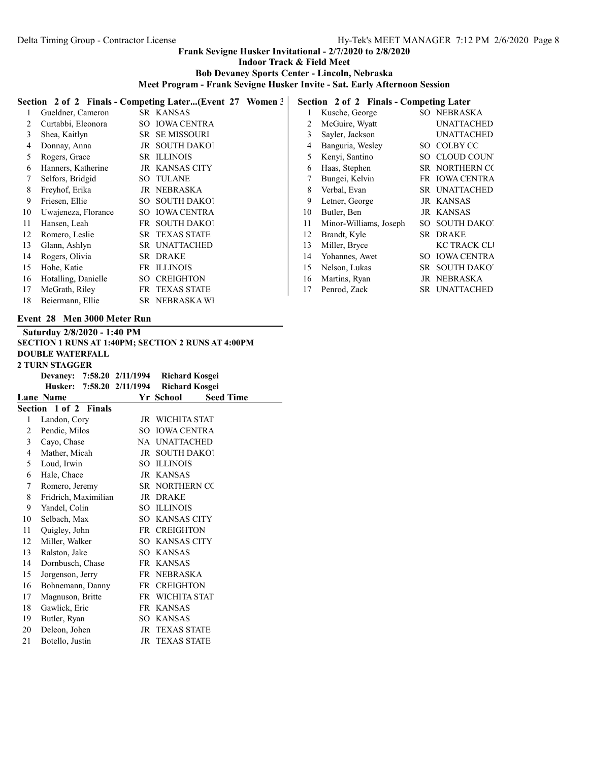# Frank Sevigne Husker Invitational - 2/7/2020 to 2/8/2020

**Indoor Track & Field Meet**

**Bob Devaney Sports Center - Lincoln, Nebraska**

**Meet Program - Frank Sevigne Husker Invite - Sat. Early Afternoon Session**

**Section 2 of 2 Finals - Competing Later...(Event 27 Women 3**

| | Name | Yr | School |
|---|---|---|---|
| 1 | Gueldner, Cameron | SR | KANSAS |
| 2 | Curtabbi, Eleonora | SO | IOWA CENTRA |
| 3 | Shea, Kaitlyn | SR | SE MISSOURI |
| 4 | Donnay, Anna | JR | SOUTH DAKOT |
| 5 | Rogers, Grace | SR | ILLINOIS |
| 6 | Hanners, Katherine | JR | KANSAS CITY |
| 7 | Selfors, Bridgid | SO | TULANE |
| 8 | Freyhof, Erika | JR | NEBRASKA |
| 9 | Friesen, Ellie | SO | SOUTH DAKOT |
| 10 | Uwajeneza, Florance | SO | IOWA CENTRA |
| 11 | Hansen, Leah | FR | SOUTH DAKOT |
| 12 | Romero, Leslie | SR | TEXAS STATE |
| 13 | Glann, Ashlyn | SR | UNATTACHED |
| 14 | Rogers, Olivia | SR | DRAKE |
| 15 | Hohe, Katie | FR | ILLINOIS |
| 16 | Hotalling, Danielle | SO | CREIGHTON |
| 17 | McGrath, Riley | FR | TEXAS STATE |
| 18 | Beiermann, Ellie | SR | NEBRASKA WI |

## Event 28 Men 3000 Meter Run

**Saturday 2/8/2020 - 1:40 PM**

**SECTION 1 RUNS AT 1:40PM; SECTION 2 RUNS AT 4:00PM**

**DOUBLE WATERFALL**

**2 TURN STAGGER**

**Devaney: 7:58.20 2/11/1994 Richard Kosgei**

**Husker: 7:58.20 2/11/1994 Richard Kosgei**

| Lane | Name | Yr | School | Seed Time |
|---|---|---|---|---|
| **Section 1 of 2 Finals** | | | | |
| 1 | Landon, Cory | JR | WICHITA STAT | |
| 2 | Pendic, Milos | SO | IOWA CENTRA | |
| 3 | Cayo, Chase | NA | UNATTACHED | |
| 4 | Mather, Micah | JR | SOUTH DAKOT | |
| 5 | Loud, Irwin | SO | ILLINOIS | |
| 6 | Hale, Chace | JR | KANSAS | |
| 7 | Romero, Jeremy | SR | NORTHERN CC | |
| 8 | Fridrich, Maximilian | JR | DRAKE | |
| 9 | Yandel, Colin | SO | ILLINOIS | |
| 10 | Selbach, Max | SO | KANSAS CITY | |
| 11 | Quigley, John | FR | CREIGHTON | |
| 12 | Miller, Walker | SO | KANSAS CITY | |
| 13 | Ralston, Jake | SO | KANSAS | |
| 14 | Dornbusch, Chase | FR | KANSAS | |
| 15 | Jorgenson, Jerry | FR | NEBRASKA | |
| 16 | Bohnemann, Danny | FR | CREIGHTON | |
| 17 | Magnuson, Britte | FR | WICHITA STAT | |
| 18 | Gawlick, Eric | FR | KANSAS | |
| 19 | Butler, Ryan | SO | KANSAS | |
| 20 | Deleon, Johen | JR | TEXAS STATE | |
| 21 | Botello, Justin | JR | TEXAS STATE | |

**Section 2 of 2 Finals - Competing Later**

| | Name | Yr | School |
|---|---|---|---|
| 1 | Kusche, George | SO | NEBRASKA |
| 2 | McGuire, Wyatt | | UNATTACHED |
| 3 | Sayler, Jackson | | UNATTACHED |
| 4 | Banguria, Wesley | SO | COLBY CC |
| 5 | Kenyi, Santino | SO | CLOUD COUNT |
| 6 | Haas, Stephen | SR | NORTHERN CC |
| 7 | Bungei, Kelvin | FR | IOWA CENTRA |
| 8 | Verbal, Evan | SR | UNATTACHED |
| 9 | Letner, George | JR | KANSAS |
| 10 | Butler, Ben | JR | KANSAS |
| 11 | Minor-Williams, Joseph | SO | SOUTH DAKOT |
| 12 | Brandt, Kyle | SR | DRAKE |
| 13 | Miller, Bryce | | KC TRACK CLU |
| 14 | Yohannes, Awet | SO | IOWA CENTRA |
| 15 | Nelson, Lukas | SR | SOUTH DAKOT |
| 16 | Martins, Ryan | JR | NEBRASKA |
| 17 | Penrod, Zack | SR | UNATTACHED |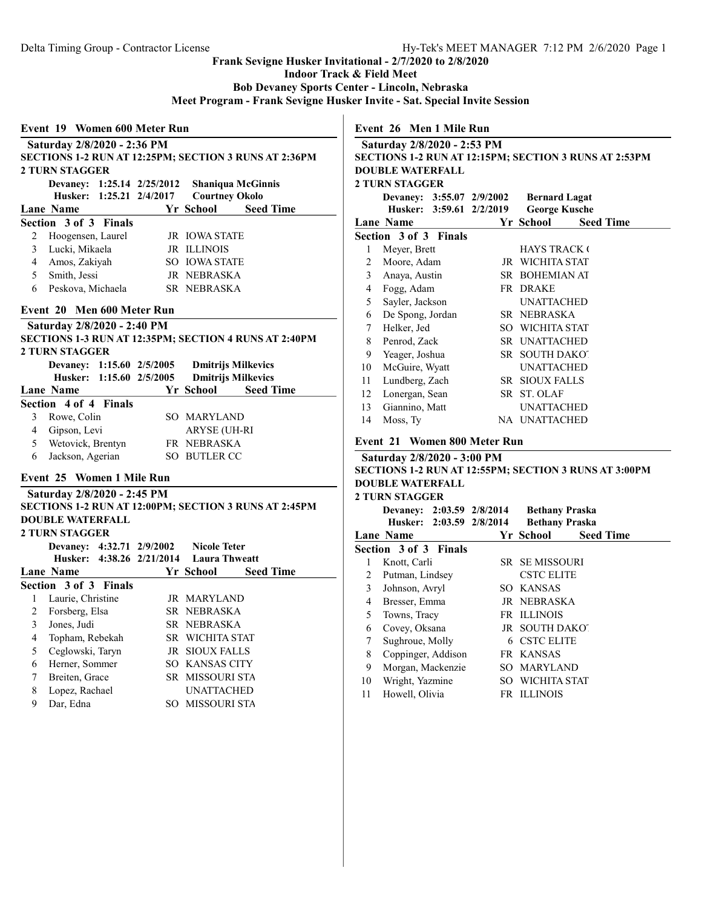Frank Sevigne Husker Invitational - 2/7/2020 to 2/8/2020

Indoor Track & Field Meet

Bob Devaney Sports Center - Lincoln, Nebraska

Meet Program - Frank Sevigne Husker Invite - Sat. Special Invite Session

## Event 19 Women 600 Meter Run

**Saturday 2/8/2020 - 2:36 PM**

**SECTIONS 1-2 RUN AT 12:25PM; SECTION 3 RUNS AT 2:36PM**

**2 TURN STAGGER**

**Devaney: 1:25.14 2/25/2012 Shaniqua McGinnis**

**Husker: 1:25.21 2/4/2017 Courtney Okolo**

**Section 3 of 3 Finals**

| Lane | Name | Yr | School | Seed Time |
|---|---|---|---|---|
| 2 | Hoogensen, Laurel | JR | IOWA STATE | |
| 3 | Lucki, Mikaela | JR | ILLINOIS | |
| 4 | Amos, Zakiyah | SO | IOWA STATE | |
| 5 | Smith, Jessi | JR | NEBRASKA | |
| 6 | Peskova, Michaela | SR | NEBRASKA | |

## Event 20 Men 600 Meter Run

**Saturday 2/8/2020 - 2:40 PM**

**SECTIONS 1-3 RUN AT 12:35PM; SECTION 4 RUNS AT 2:40PM**

**2 TURN STAGGER**

**Devaney: 1:15.60 2/5/2005 Dmitrijs Milkevics**

**Husker: 1:15.60 2/5/2005 Dmitrijs Milkevics**

**Section 4 of 4 Finals**

| Lane | Name | Yr | School | Seed Time |
|---|---|---|---|---|
| 3 | Rowe, Colin | SO | MARYLAND | |
| 4 | Gipson, Levi | | ARYSE (UH-RI | |
| 5 | Wetovick, Brentyn | FR | NEBRASKA | |
| 6 | Jackson, Agerian | SO | BUTLER CC | |

## Event 25 Women 1 Mile Run

**Saturday 2/8/2020 - 2:45 PM**

**SECTIONS 1-2 RUN AT 12:00PM; SECTION 3 RUNS AT 2:45PM**

**DOUBLE WATERFALL**

**2 TURN STAGGER**

**Devaney: 4:32.71 2/9/2002 Nicole Teter**

**Husker: 4:38.26 2/21/2014 Laura Thweatt**

**Section 3 of 3 Finals**

| Lane | Name | Yr | School | Seed Time |
|---|---|---|---|---|
| 1 | Laurie, Christine | JR | MARYLAND | |
| 2 | Forsberg, Elsa | SR | NEBRASKA | |
| 3 | Jones, Judi | SR | NEBRASKA | |
| 4 | Topham, Rebekah | SR | WICHITA STAT | |
| 5 | Ceglowski, Taryn | JR | SIOUX FALLS | |
| 6 | Herner, Sommer | SO | KANSAS CITY | |
| 7 | Breiten, Grace | SR | MISSOURI STA | |
| 8 | Lopez, Rachael | | UNATTACHED | |
| 9 | Dar, Edna | SO | MISSOURI STA | |

## Event 26 Men 1 Mile Run

**Saturday 2/8/2020 - 2:53 PM**

**SECTIONS 1-2 RUN AT 12:15PM; SECTION 3 RUNS AT 2:53PM**

**DOUBLE WATERFALL**

**2 TURN STAGGER**

**Devaney: 3:55.07 2/9/2002 Bernard Lagat**

**Husker: 3:59.61 2/2/2019 George Kusche**

**Section 3 of 3 Finals**

| Lane | Name | Yr | School | Seed Time |
|---|---|---|---|---|
| 1 | Meyer, Brett | | HAYS TRACK ( | |
| 2 | Moore, Adam | JR | WICHITA STAT | |
| 3 | Anaya, Austin | SR | BOHEMIAN AT | |
| 4 | Fogg, Adam | FR | DRAKE | |
| 5 | Sayler, Jackson | | UNATTACHED | |
| 6 | De Spong, Jordan | SR | NEBRASKA | |
| 7 | Helker, Jed | SO | WICHITA STAT | |
| 8 | Penrod, Zack | SR | UNATTACHED | |
| 9 | Yeager, Joshua | SR | SOUTH DAKOT | |
| 10 | McGuire, Wyatt | | UNATTACHED | |
| 11 | Lundberg, Zach | SR | SIOUX FALLS | |
| 12 | Lonergan, Sean | SR | ST. OLAF | |
| 13 | Giannino, Matt | | UNATTACHED | |
| 14 | Moss, Ty | NA | UNATTACHED | |

## Event 21 Women 800 Meter Run

**Saturday 2/8/2020 - 3:00 PM**

**SECTIONS 1-2 RUN AT 12:55PM; SECTION 3 RUNS AT 3:00PM**

**DOUBLE WATERFALL**

**2 TURN STAGGER**

**Devaney: 2:03.59 2/8/2014 Bethany Praska**

**Husker: 2:03.59 2/8/2014 Bethany Praska**

**Section 3 of 3 Finals**

| Lane | Name | Yr | School | Seed Time |
|---|---|---|---|---|
| 1 | Knott, Carli | SR | SE MISSOURI | |
| 2 | Putman, Lindsey | | CSTC ELITE | |
| 3 | Johnson, Avryl | SO | KANSAS | |
| 4 | Bresser, Emma | JR | NEBRASKA | |
| 5 | Towns, Tracy | FR | ILLINOIS | |
| 6 | Covey, Oksana | JR | SOUTH DAKOT | |
| 7 | Sughroue, Molly | 6 | CSTC ELITE | |
| 8 | Coppinger, Addison | FR | KANSAS | |
| 9 | Morgan, Mackenzie | SO | MARYLAND | |
| 10 | Wright, Yazmine | SO | WICHITA STAT | |
| 11 | Howell, Olivia | FR | ILLINOIS | |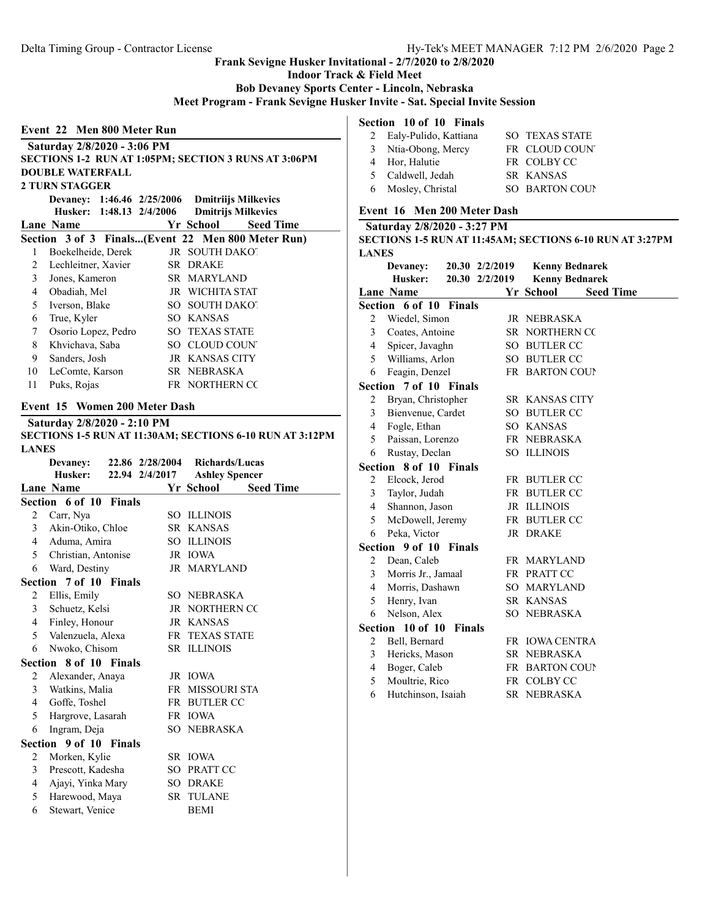# Frank Sevigne Husker Invitational - 2/7/2020 to 2/8/2020

**Indoor Track & Field Meet**

**Bob Devaney Sports Center - Lincoln, Nebraska**

**Meet Program - Frank Sevigne Husker Invite - Sat. Special Invite Session**

## Event 22 Men 800 Meter Run

**Saturday 2/8/2020 - 3:06 PM**

**SECTIONS 1-2 RUN AT 1:05PM; SECTION 3 RUNS AT 3:06PM**

**DOUBLE WATERFALL**

**2 TURN STAGGER**

| | | | |
|---|---|---|---|
| Devaney: | 1:46.46 | 2/25/2006 | Dmitrijs Milkevics |
| Husker: | 1:48.13 | 2/4/2006 | Dmitrijs Milkevics |

| Lane | Name | Yr | School | Seed Time |
|---|---|---|---|---|
| **Section 3 of 3 Finals...(Event 22 Men 800 Meter Run)** | | | | |
| 1 | Boekelheide, Derek | JR | SOUTH DAKOT | |
| 2 | Lechleitner, Xavier | SR | DRAKE | |
| 3 | Jones, Kameron | SR | MARYLAND | |
| 4 | Obadiah, Mel | JR | WICHITA STAT | |
| 5 | Iverson, Blake | SO | SOUTH DAKOT | |
| 6 | True, Kyler | SO | KANSAS | |
| 7 | Osorio Lopez, Pedro | SO | TEXAS STATE | |
| 8 | Khvichava, Saba | SO | CLOUD COUNT | |
| 9 | Sanders, Josh | JR | KANSAS CITY | |
| 10 | LeComte, Karson | SR | NEBRASKA | |
| 11 | Puks, Rojas | FR | NORTHERN CC | |

## Event 15 Women 200 Meter Dash

**Saturday 2/8/2020 - 2:10 PM**

**SECTIONS 1-5 RUN AT 11:30AM; SECTIONS 6-10 RUN AT 3:12PM**

**LANES**

| | | | |
|---|---|---|---|
| Devaney: | 22.86 | 2/28/2004 | Richards/Lucas |
| Husker: | 22.94 | 2/4/2017 | Ashley Spencer |

| Lane | Name | Yr | School | Seed Time |
|---|---|---|---|---|
| **Section 6 of 10 Finals** | | | | |
| 2 | Carr, Nya | SO | ILLINOIS | |
| 3 | Akin-Otiko, Chloe | SR | KANSAS | |
| 4 | Aduma, Amira | SO | ILLINOIS | |
| 5 | Christian, Antonise | JR | IOWA | |
| 6 | Ward, Destiny | JR | MARYLAND | |
| **Section 7 of 10 Finals** | | | | |
| 2 | Ellis, Emily | SO | NEBRASKA | |
| 3 | Schuetz, Kelsi | JR | NORTHERN CC | |
| 4 | Finley, Honour | JR | KANSAS | |
| 5 | Valenzuela, Alexa | FR | TEXAS STATE | |
| 6 | Nwoko, Chisom | SR | ILLINOIS | |
| **Section 8 of 10 Finals** | | | | |
| 2 | Alexander, Anaya | JR | IOWA | |
| 3 | Watkins, Malia | FR | MISSOURI STA | |
| 4 | Goffe, Toshel | FR | BUTLER CC | |
| 5 | Hargrove, Lasarah | FR | IOWA | |
| 6 | Ingram, Deja | SO | NEBRASKA | |
| **Section 9 of 10 Finals** | | | | |
| 2 | Morken, Kylie | SR | IOWA | |
| 3 | Prescott, Kadesha | SO | PRATT CC | |
| 4 | Ajayi, Yinka Mary | SO | DRAKE | |
| 5 | Harewood, Maya | SR | TULANE | |
| 6 | Stewart, Venice | | BEMI | |
| **Section 10 of 10 Finals** | | | | |
| 2 | Ealy-Pulido, Kattiana | SO | TEXAS STATE | |
| 3 | Ntia-Obong, Mercy | FR | CLOUD COUNT | |
| 4 | Hor, Halutie | FR | COLBY CC | |
| 5 | Caldwell, Jedah | SR | KANSAS | |
| 6 | Mosley, Christal | SO | BARTON COUN | |

## Event 16 Men 200 Meter Dash

**Saturday 2/8/2020 - 3:27 PM**

**SECTIONS 1-5 RUN AT 11:45AM; SECTIONS 6-10 RUN AT 3:27PM**

**LANES**

| | | | |
|---|---|---|---|
| Devaney: | 20.30 | 2/2/2019 | Kenny Bednarek |
| Husker: | 20.30 | 2/2/2019 | Kenny Bednarek |

| Lane | Name | Yr | School | Seed Time |
|---|---|---|---|---|
| **Section 6 of 10 Finals** | | | | |
| 2 | Wiedel, Simon | JR | NEBRASKA | |
| 3 | Coates, Antoine | SR | NORTHERN CC | |
| 4 | Spicer, Javaghn | SO | BUTLER CC | |
| 5 | Williams, Arlon | SO | BUTLER CC | |
| 6 | Feagin, Denzel | FR | BARTON COUN | |
| **Section 7 of 10 Finals** | | | | |
| 2 | Bryan, Christopher | SR | KANSAS CITY | |
| 3 | Bienvenue, Cardet | SO | BUTLER CC | |
| 4 | Fogle, Ethan | SO | KANSAS | |
| 5 | Paissan, Lorenzo | FR | NEBRASKA | |
| 6 | Rustay, Declan | SO | ILLINOIS | |
| **Section 8 of 10 Finals** | | | | |
| 2 | Elcock, Jerod | FR | BUTLER CC | |
| 3 | Taylor, Judah | FR | BUTLER CC | |
| 4 | Shannon, Jason | JR | ILLINOIS | |
| 5 | McDowell, Jeremy | FR | BUTLER CC | |
| 6 | Peka, Victor | JR | DRAKE | |
| **Section 9 of 10 Finals** | | | | |
| 2 | Dean, Caleb | FR | MARYLAND | |
| 3 | Morris Jr., Jamaal | FR | PRATT CC | |
| 4 | Morris, Dashawn | SO | MARYLAND | |
| 5 | Henry, Ivan | SR | KANSAS | |
| 6 | Nelson, Alex | SO | NEBRASKA | |
| **Section 10 of 10 Finals** | | | | |
| 2 | Bell, Bernard | FR | IOWA CENTRA | |
| 3 | Hericks, Mason | SR | NEBRASKA | |
| 4 | Boger, Caleb | FR | BARTON COUN | |
| 5 | Moultrie, Rico | FR | COLBY CC | |
| 6 | Hutchinson, Isaiah | SR | NEBRASKA | |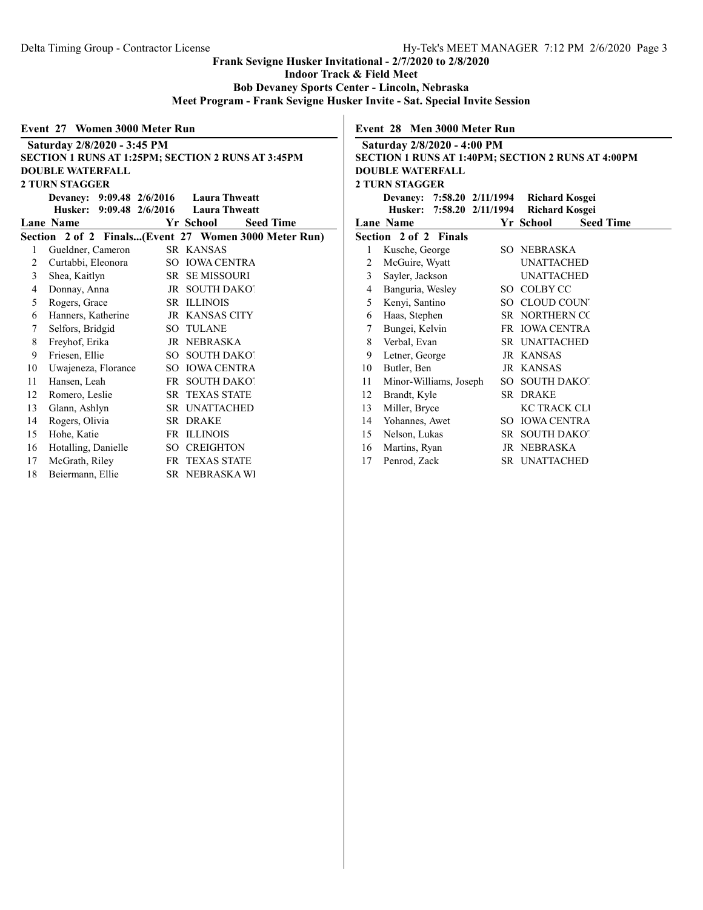## Frank Sevigne Husker Invitational - 2/7/2020 to 2/8/2020

**Indoor Track & Field Meet**

**Bob Devaney Sports Center - Lincoln, Nebraska**

**Meet Program - Frank Sevigne Husker Invite - Sat. Special Invite Session**

### Event 27 Women 3000 Meter Run

**Saturday 2/8/2020 - 3:45 PM**

**SECTION 1 RUNS AT 1:25PM; SECTION 2 RUNS AT 3:45PM**

**DOUBLE WATERFALL**

**2 TURN STAGGER**

**Devaney: 9:09.48 2/6/2016 Laura Thweatt**

**Husker: 9:09.48 2/6/2016 Laura Thweatt**

**Section 2 of 2 Finals...(Event 27 Women 3000 Meter Run)**

| Lane | Name | Yr | School | Seed Time |
|---|---|---|---|---|
| 1 | Gueldner, Cameron | SR | KANSAS | |
| 2 | Curtabbi, Eleonora | SO | IOWA CENTRA | |
| 3 | Shea, Kaitlyn | SR | SE MISSOURI | |
| 4 | Donnay, Anna | JR | SOUTH DAKO | |
| 5 | Rogers, Grace | SR | ILLINOIS | |
| 6 | Hanners, Katherine | JR | KANSAS CITY | |
| 7 | Selfors, Bridgid | SO | TULANE | |
| 8 | Freyhof, Erika | JR | NEBRASKA | |
| 9 | Friesen, Ellie | SO | SOUTH DAKO | |
| 10 | Uwajeneza, Florance | SO | IOWA CENTRA | |
| 11 | Hansen, Leah | FR | SOUTH DAKO | |
| 12 | Romero, Leslie | SR | TEXAS STATE | |
| 13 | Glann, Ashlyn | SR | UNATTACHED | |
| 14 | Rogers, Olivia | SR | DRAKE | |
| 15 | Hohe, Katie | FR | ILLINOIS | |
| 16 | Hotalling, Danielle | SO | CREIGHTON | |
| 17 | McGrath, Riley | FR | TEXAS STATE | |
| 18 | Beiermann, Ellie | SR | NEBRASKA WI | |

### Event 28 Men 3000 Meter Run

**Saturday 2/8/2020 - 4:00 PM**

**SECTION 1 RUNS AT 1:40PM; SECTION 2 RUNS AT 4:00PM**

**DOUBLE WATERFALL**

**2 TURN STAGGER**

**Devaney: 7:58.20 2/11/1994 Richard Kosgei**

**Husker: 7:58.20 2/11/1994 Richard Kosgei**

**Section 2 of 2 Finals**

| Lane | Name | Yr | School | Seed Time |
|---|---|---|---|---|
| 1 | Kusche, George | SO | NEBRASKA | |
| 2 | McGuire, Wyatt | | UNATTACHED | |
| 3 | Sayler, Jackson | | UNATTACHED | |
| 4 | Banguria, Wesley | SO | COLBY CC | |
| 5 | Kenyi, Santino | SO | CLOUD COUN | |
| 6 | Haas, Stephen | SR | NORTHERN CC | |
| 7 | Bungei, Kelvin | FR | IOWA CENTRA | |
| 8 | Verbal, Evan | SR | UNATTACHED | |
| 9 | Letner, George | JR | KANSAS | |
| 10 | Butler, Ben | JR | KANSAS | |
| 11 | Minor-Williams, Joseph | SO | SOUTH DAKO | |
| 12 | Brandt, Kyle | SR | DRAKE | |
| 13 | Miller, Bryce | | KC TRACK CLU | |
| 14 | Yohannes, Awet | SO | IOWA CENTRA | |
| 15 | Nelson, Lukas | SR | SOUTH DAKO | |
| 16 | Martins, Ryan | JR | NEBRASKA | |
| 17 | Penrod, Zack | SR | UNATTACHED | |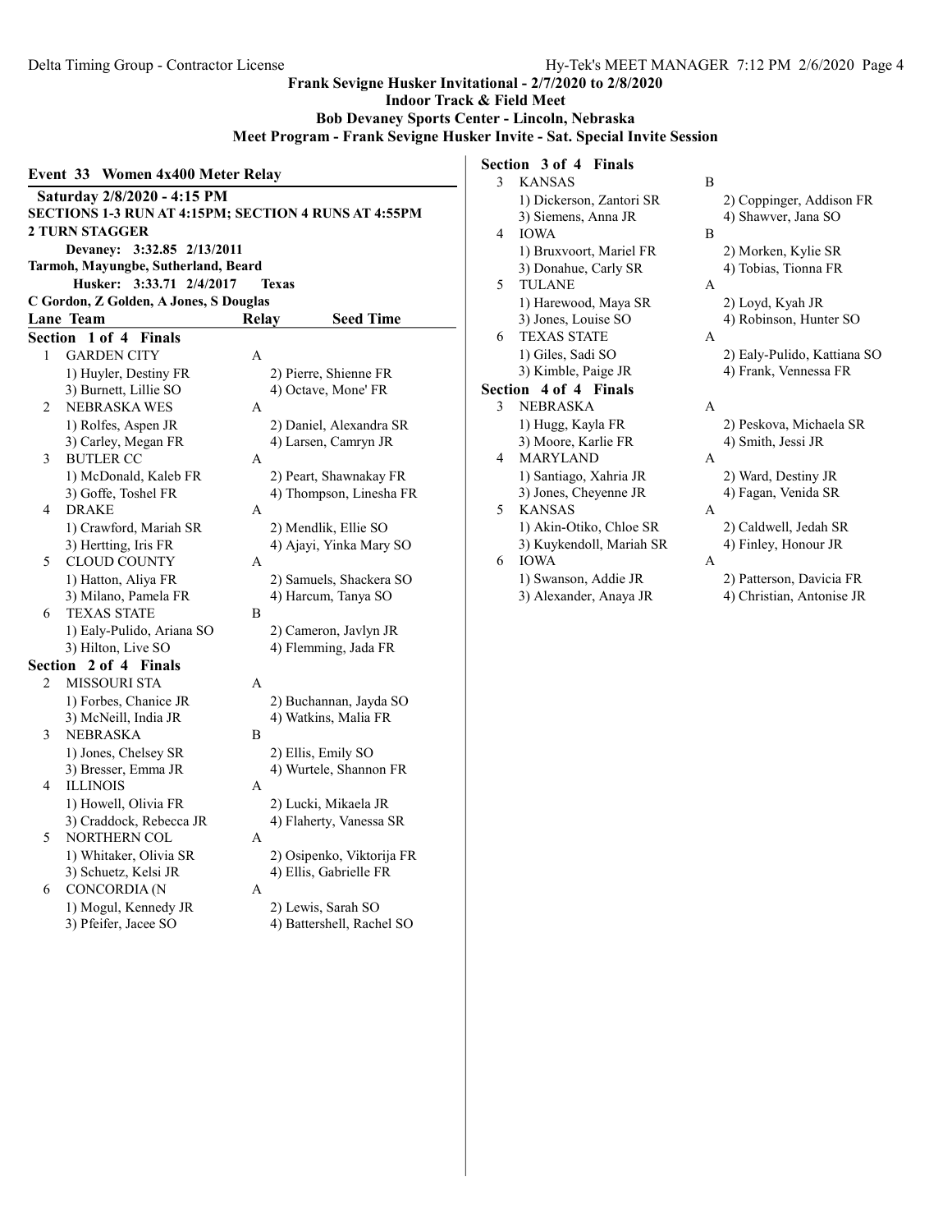**Frank Sevigne Husker Invitational - 2/7/2020 to 2/8/2020**
**Indoor Track & Field Meet**
**Bob Devaney Sports Center - Lincoln, Nebraska**
**Meet Program - Frank Sevigne Husker Invite - Sat. Special Invite Session**

## Event 33 Women 4x400 Meter Relay

**Saturday 2/8/2020 - 4:15 PM**
**SECTIONS 1-3 RUN AT 4:15PM; SECTION 4 RUNS AT 4:55PM**
**2 TURN STAGGER**

**Devaney: 3:32.85 2/13/2011**
**Tarmoh, Mayungbe, Sutherland, Beard**
**Husker: 3:33.71 2/4/2017 Texas**
**C Gordon, Z Golden, A Jones, S Douglas**

| Lane | Team | Relay | Seed Time |
|---|---|---|---|

### Section 1 of 4 Finals

1 GARDEN CITY — A
- 1) Huyler, Destiny FR
- 2) Pierre, Shienne FR
- 3) Burnett, Lillie SO
- 4) Octave, Mone' FR

2 NEBRASKA WES — A
- 1) Rolfes, Aspen JR
- 2) Daniel, Alexandra SR
- 3) Carley, Megan FR
- 4) Larsen, Camryn JR

3 BUTLER CC — A
- 1) McDonald, Kaleb FR
- 2) Peart, Shawnakay FR
- 3) Goffe, Toshel FR
- 4) Thompson, Linesha FR

4 DRAKE — A
- 1) Crawford, Mariah SR
- 2) Mendlik, Ellie SO
- 3) Hertting, Iris FR
- 4) Ajayi, Yinka Mary SO

5 CLOUD COUNTY — A
- 1) Hatton, Aliya FR
- 2) Samuels, Shackera SO
- 3) Milano, Pamela FR
- 4) Harcum, Tanya SO

6 TEXAS STATE — B
- 1) Ealy-Pulido, Ariana SO
- 2) Cameron, Javlyn JR
- 3) Hilton, Live SO
- 4) Flemming, Jada FR

### Section 2 of 4 Finals

2 MISSOURI STA — A
- 1) Forbes, Chanice JR
- 2) Buchannan, Jayda SO
- 3) McNeill, India JR
- 4) Watkins, Malia FR

3 NEBRASKA — B
- 1) Jones, Chelsey SR
- 2) Ellis, Emily SO
- 3) Bresser, Emma JR
- 4) Wurtele, Shannon FR

4 ILLINOIS — A
- 1) Howell, Olivia FR
- 2) Lucki, Mikaela JR
- 3) Craddock, Rebecca JR
- 4) Flaherty, Vanessa SR

5 NORTHERN COL — A
- 1) Whitaker, Olivia SR
- 2) Osipenko, Viktorija FR
- 3) Schuetz, Kelsi JR
- 4) Ellis, Gabrielle FR

6 CONCORDIA (N — A
- 1) Mogul, Kennedy JR
- 2) Lewis, Sarah SO
- 3) Pfeifer, Jacee SO
- 4) Battershell, Rachel SO

### Section 3 of 4 Finals

3 KANSAS — B
- 1) Dickerson, Zantori SR
- 2) Coppinger, Addison FR
- 3) Siemens, Anna JR
- 4) Shawver, Jana SO

4 IOWA — B
- 1) Bruxvoort, Mariel FR
- 2) Morken, Kylie SR
- 3) Donahue, Carly SR
- 4) Tobias, Tionna FR

5 TULANE — A
- 1) Harewood, Maya SR
- 2) Loyd, Kyah JR
- 3) Jones, Louise SO
- 4) Robinson, Hunter SO

6 TEXAS STATE — A
- 1) Giles, Sadi SO
- 2) Ealy-Pulido, Kattiana SO
- 3) Kimble, Paige JR
- 4) Frank, Vennessa FR

### Section 4 of 4 Finals

3 NEBRASKA — A
- 1) Hugg, Kayla FR
- 2) Peskova, Michaela SR
- 3) Moore, Karlie FR
- 4) Smith, Jessi JR

4 MARYLAND — A
- 1) Santiago, Xahria JR
- 2) Ward, Destiny JR
- 3) Jones, Cheyenne JR
- 4) Fagan, Venida SR

5 KANSAS — A
- 1) Akin-Otiko, Chloe SR
- 2) Caldwell, Jedah SR
- 3) Kuykendoll, Mariah SR
- 4) Finley, Honour JR

6 IOWA — A
- 1) Swanson, Addie JR
- 2) Patterson, Davicia FR
- 3) Alexander, Anaya JR
- 4) Christian, Antonise JR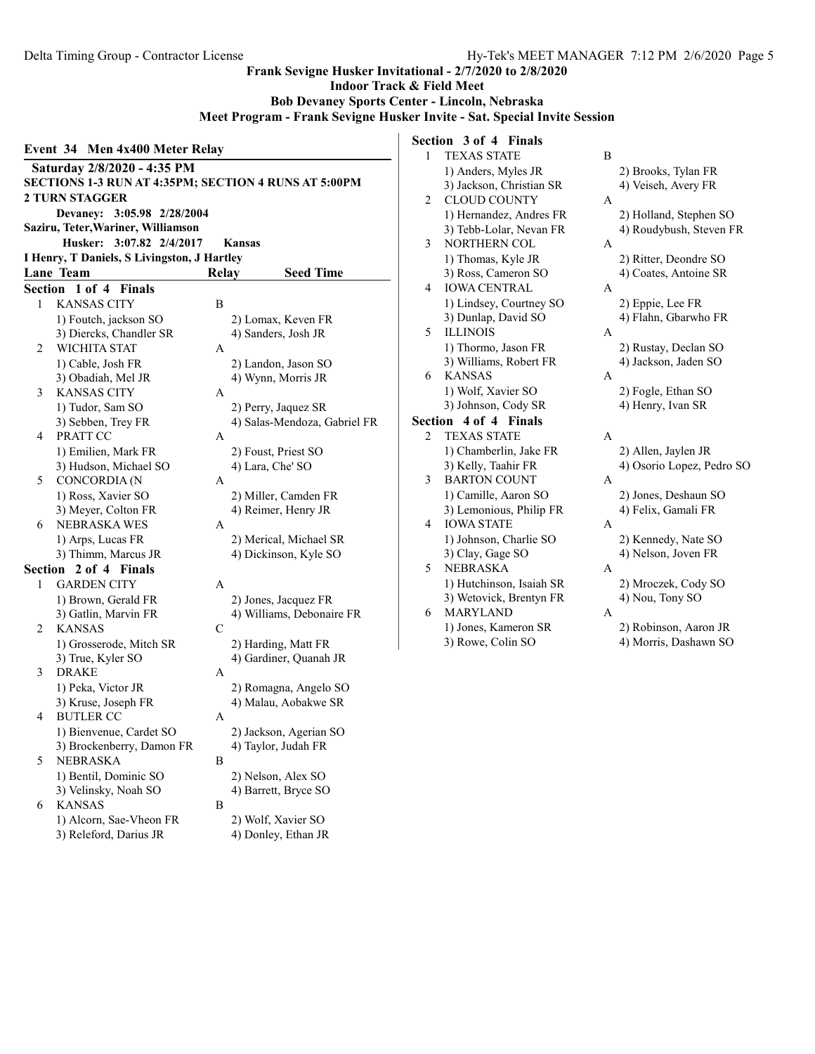**Frank Sevigne Husker Invitational - 2/7/2020 to 2/8/2020**
**Indoor Track & Field Meet**
**Bob Devaney Sports Center - Lincoln, Nebraska**
**Meet Program - Frank Sevigne Husker Invite - Sat. Special Invite Session**

## Event 34 Men 4x400 Meter Relay

**Saturday 2/8/2020 - 4:35 PM**
**SECTIONS 1-3 RUN AT 4:35PM; SECTION 4 RUNS AT 5:00PM**
**2 TURN STAGGER**

**Devaney: 3:05.98 2/28/2004**
**Saziru, Teter,Wariner, Williamson**
**Husker: 3:07.82 2/4/2017 Kansas**
**I Henry, T Daniels, S Livingston, J Hartley**

| Lane | Team | Relay | Seed Time |
|---|---|---|---|

### Section 1 of 4 Finals

1 KANSAS CITY B
1) Foutch, jackson SO 2) Lomax, Keven FR
3) Diercks, Chandler SR 4) Sanders, Josh JR

2 WICHITA STAT A
1) Cable, Josh FR 2) Landon, Jason SO
3) Obadiah, Mel JR 4) Wynn, Morris JR

3 KANSAS CITY A
1) Tudor, Sam SO 2) Perry, Jaquez SR
3) Sebben, Trey FR 4) Salas-Mendoza, Gabriel FR

4 PRATT CC A
1) Emilien, Mark FR 2) Foust, Priest SO
3) Hudson, Michael SO 4) Lara, Che' SO

5 CONCORDIA (N A
1) Ross, Xavier SO 2) Miller, Camden FR
3) Meyer, Colton FR 4) Reimer, Henry JR

6 NEBRASKA WES A
1) Arps, Lucas FR 2) Merical, Michael SR
3) Thimm, Marcus JR 4) Dickinson, Kyle SO

### Section 2 of 4 Finals

1 GARDEN CITY A
1) Brown, Gerald FR 2) Jones, Jacquez FR
3) Gatlin, Marvin FR 4) Williams, Debonaire FR

2 KANSAS C
1) Grosserode, Mitch SR 2) Harding, Matt FR
3) True, Kyler SO 4) Gardiner, Quanah JR

3 DRAKE A
1) Peka, Victor JR 2) Romagna, Angelo SO
3) Kruse, Joseph FR 4) Malau, Aobakwe SR

4 BUTLER CC A
1) Bienvenue, Cardet SO 2) Jackson, Agerian SO
3) Brockenberry, Damon FR 4) Taylor, Judah FR

5 NEBRASKA B
1) Bentil, Dominic SO 2) Nelson, Alex SO
3) Velinsky, Noah SO 4) Barrett, Bryce SO

6 KANSAS B
1) Alcorn, Sae-Vheon FR 2) Wolf, Xavier SO
3) Releford, Darius JR 4) Donley, Ethan JR

### Section 3 of 4 Finals

1 TEXAS STATE B
1) Anders, Myles JR 2) Brooks, Tylan FR
3) Jackson, Christian SR 4) Veiseh, Avery FR

2 CLOUD COUNTY A
1) Hernandez, Andres FR 2) Holland, Stephen SO
3) Tebb-Lolar, Nevan FR 4) Roudybush, Steven FR

3 NORTHERN COL A
1) Thomas, Kyle JR 2) Ritter, Deondre SO
3) Ross, Cameron SO 4) Coates, Antoine SR

4 IOWA CENTRAL A
1) Lindsey, Courtney SO 2) Eppie, Lee FR
3) Dunlap, David SO 4) Flahn, Gbarwho FR

5 ILLINOIS A
1) Thormo, Jason FR 2) Rustay, Declan SO
3) Williams, Robert FR 4) Jackson, Jaden SO

6 KANSAS A
1) Wolf, Xavier SO 2) Fogle, Ethan SO
3) Johnson, Cody SR 4) Henry, Ivan SR

### Section 4 of 4 Finals

2 TEXAS STATE A
1) Chamberlin, Jake FR 2) Allen, Jaylen JR
3) Kelly, Taahir FR 4) Osorio Lopez, Pedro SO

3 BARTON COUNT A
1) Camille, Aaron SO 2) Jones, Deshaun SO
3) Lemonious, Philip FR 4) Felix, Gamali FR

4 IOWA STATE A
1) Johnson, Charlie SO 2) Kennedy, Nate SO
3) Clay, Gage SO 4) Nelson, Joven FR

5 NEBRASKA A
1) Hutchinson, Isaiah SR 2) Mroczek, Cody SO
3) Wetovick, Brentyn FR 4) Nou, Tony SO

6 MARYLAND A
1) Jones, Kameron SR 2) Robinson, Aaron JR
3) Rowe, Colin SO 4) Morris, Dashawn SO